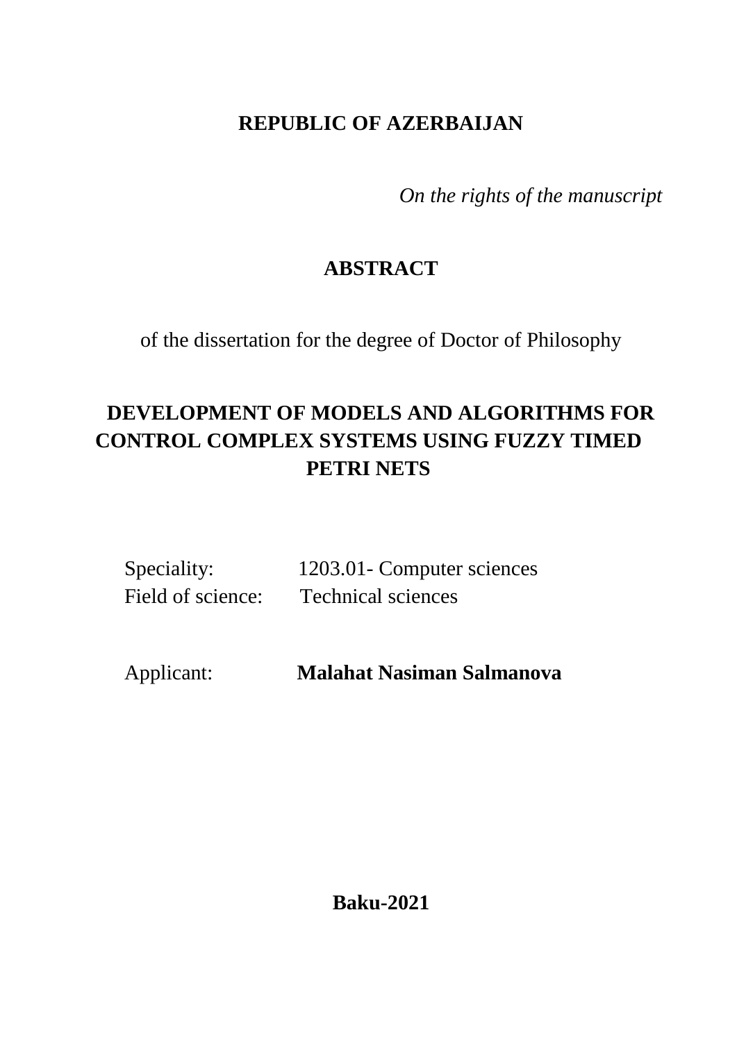**REPUBLIC OF AZERBAIJAN**

*On the rights of the manuscript*

# ABSTRACT

of the dissertation for the degree of Doctor of Philosophy

## DEVELOPMENT OF MODELS AND ALGORITHMS FOR CONTROL COMPLEX SYSTEMS USING FUZZY TIMED PETRI NETS

Speciality: 1203.01- Computer sciences

Field of science: Technical sciences

Applicant: **Malahat Nasiman Salmanova**

**Baku-2021**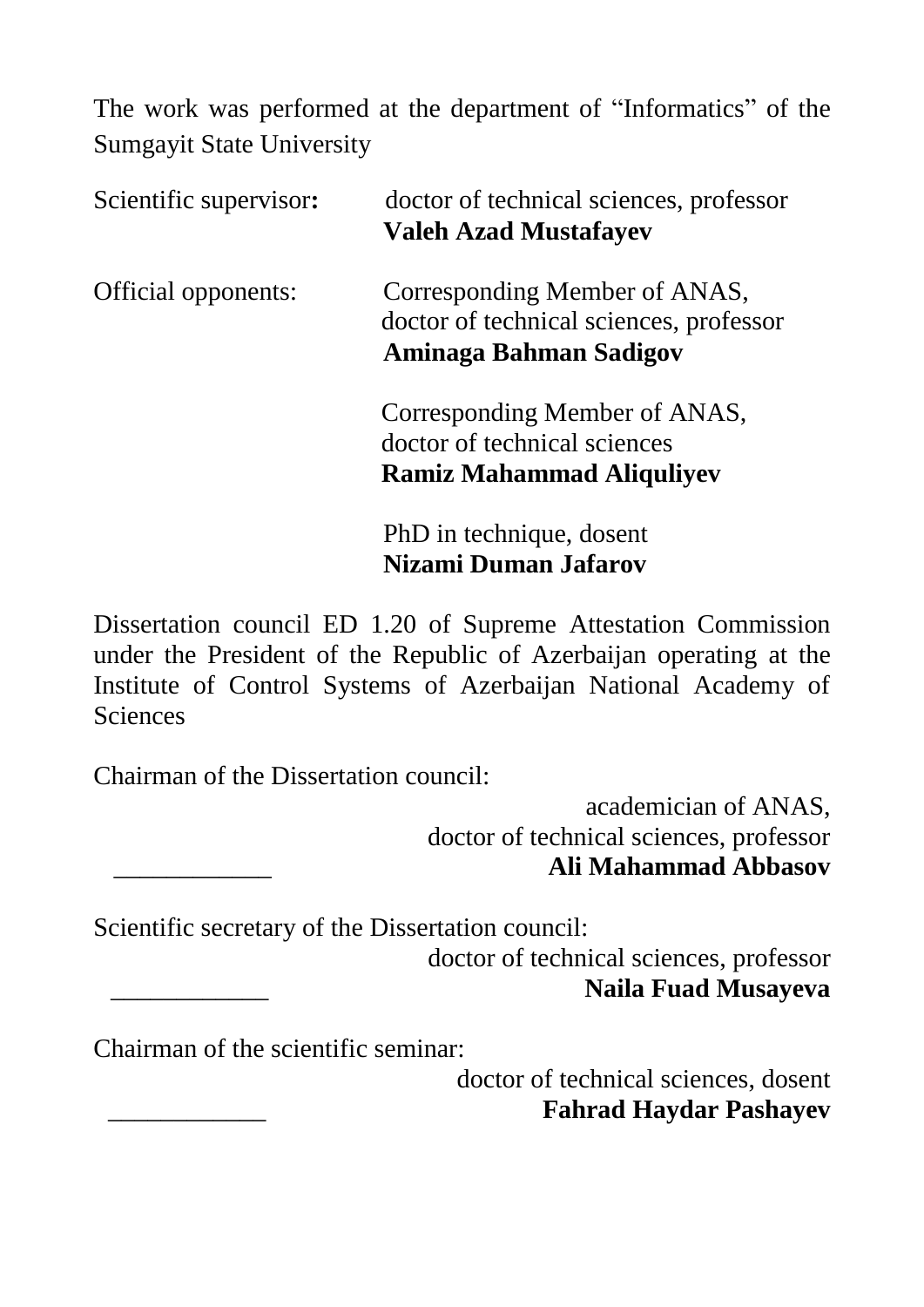The work was performed at the department of "Informatics" of the Sumgayit State University

Scientific supervisor**:** doctor of technical sciences, professor
**Valeh Azad Mustafayev**

Official opponents: Corresponding Member of ANAS,
doctor of technical sciences, professor
**Aminaga Bahman Sadigov**

Corresponding Member of ANAS,
doctor of technical sciences
**Ramiz Mahammad Aliquliyev**

PhD in technique, dosent
**Nizami Duman Jafarov**

Dissertation council ED 1.20 of Supreme Attestation Commission under the President of the Republic of Azerbaijan operating at the Institute of Control Systems of Azerbaijan National Academy of Sciences

Chairman of the Dissertation council:

academician of ANAS,
doctor of technical sciences, professor
____________ **Ali Mahammad Abbasov**

Scientific secretary of the Dissertation council:

doctor of technical sciences, professor
____________ **Naila Fuad Musayeva**

Chairman of the scientific seminar:

doctor of technical sciences, dosent
____________ **Fahrad Haydar Pashayev**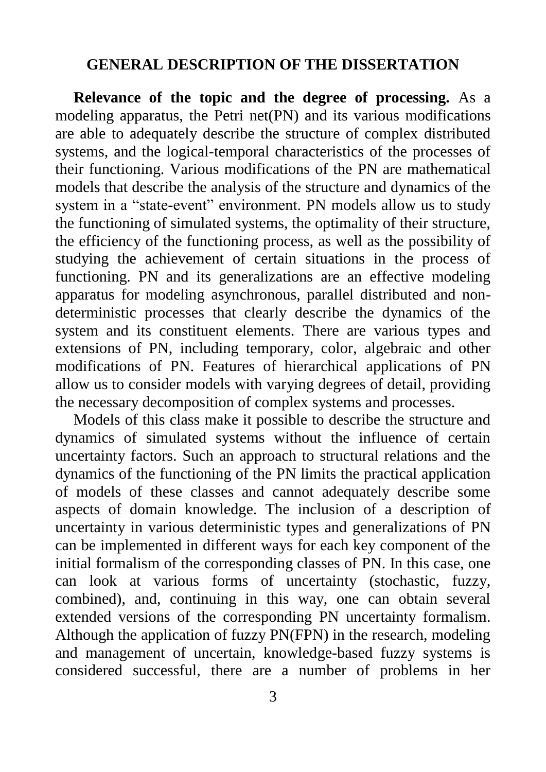## GENERAL DESCRIPTION OF THE DISSERTATION

**Relevance of the topic and the degree of processing.** As a modeling apparatus, the Petri net(PN) and its various modifications are able to adequately describe the structure of complex distributed systems, and the logical-temporal characteristics of the processes of their functioning. Various modifications of the PN are mathematical models that describe the analysis of the structure and dynamics of the system in a "state-event" environment. PN models allow us to study the functioning of simulated systems, the optimality of their structure, the efficiency of the functioning process, as well as the possibility of studying the achievement of certain situations in the process of functioning. PN and its generalizations are an effective modeling apparatus for modeling asynchronous, parallel distributed and non-deterministic processes that clearly describe the dynamics of the system and its constituent elements. There are various types and extensions of PN, including temporary, color, algebraic and other modifications of PN. Features of hierarchical applications of PN allow us to consider models with varying degrees of detail, providing the necessary decomposition of complex systems and processes.

Models of this class make it possible to describe the structure and dynamics of simulated systems without the influence of certain uncertainty factors. Such an approach to structural relations and the dynamics of the functioning of the PN limits the practical application of models of these classes and cannot adequately describe some aspects of domain knowledge. The inclusion of a description of uncertainty in various deterministic types and generalizations of PN can be implemented in different ways for each key component of the initial formalism of the corresponding classes of PN. In this case, one can look at various forms of uncertainty (stochastic, fuzzy, combined), and, continuing in this way, one can obtain several extended versions of the corresponding PN uncertainty formalism. Although the application of fuzzy PN(FPN) in the research, modeling and management of uncertain, knowledge-based fuzzy systems is considered successful, there are a number of problems in her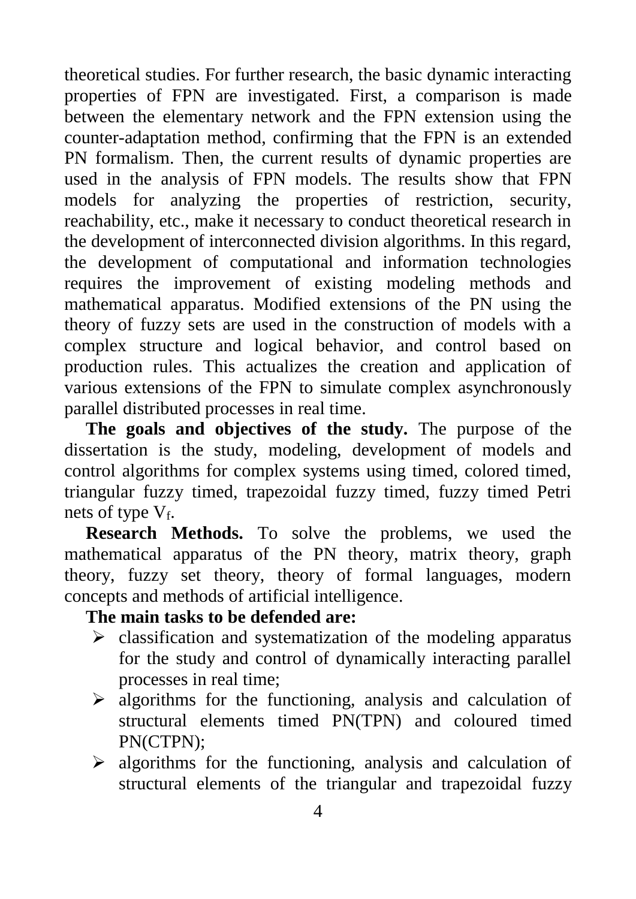theoretical studies. For further research, the basic dynamic interacting properties of FPN are investigated. First, a comparison is made between the elementary network and the FPN extension using the counter-adaptation method, confirming that the FPN is an extended PN formalism. Then, the current results of dynamic properties are used in the analysis of FPN models. The results show that FPN models for analyzing the properties of restriction, security, reachability, etc., make it necessary to conduct theoretical research in the development of interconnected division algorithms. In this regard, the development of computational and information technologies requires the improvement of existing modeling methods and mathematical apparatus. Modified extensions of the PN using the theory of fuzzy sets are used in the construction of models with a complex structure and logical behavior, and control based on production rules. This actualizes the creation and application of various extensions of the FPN to simulate complex asynchronously parallel distributed processes in real time.

**The goals and objectives of the study.** The purpose of the dissertation is the study, modeling, development of models and control algorithms for complex systems using timed, colored timed, triangular fuzzy timed, trapezoidal fuzzy timed, fuzzy timed Petri nets of type $V_f$.

**Research Methods.** To solve the problems, we used the mathematical apparatus of the PN theory, matrix theory, graph theory, fuzzy set theory, theory of formal languages, modern concepts and methods of artificial intelligence.

**The main tasks to be defended are:**

- classification and systematization of the modeling apparatus for the study and control of dynamically interacting parallel processes in real time;
- algorithms for the functioning, analysis and calculation of structural elements timed PN(TPN) and coloured timed PN(CTPN);
- algorithms for the functioning, analysis and calculation of structural elements of the triangular and trapezoidal fuzzy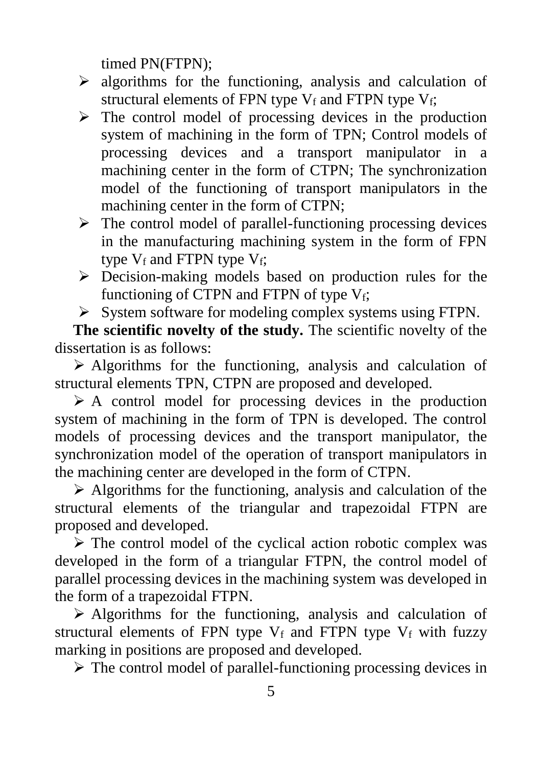timed PN(FTPN);

- algorithms for the functioning, analysis and calculation of structural elements of FPN type $V_f$ and FTPN type $V_f$;
- The control model of processing devices in the production system of machining in the form of TPN; Control models of processing devices and a transport manipulator in a machining center in the form of CTPN; The synchronization model of the functioning of transport manipulators in the machining center in the form of CTPN;
- The control model of parallel-functioning processing devices in the manufacturing machining system in the form of FPN type $V_f$ and FTPN type $V_f$;
- Decision-making models based on production rules for the functioning of CTPN and FTPN of type $V_f$;
- System software for modeling complex systems using FTPN.

**The scientific novelty of the study.** The scientific novelty of the dissertation is as follows:

- Algorithms for the functioning, analysis and calculation of structural elements TPN, CTPN are proposed and developed.
- A control model for processing devices in the production system of machining in the form of TPN is developed. The control models of processing devices and the transport manipulator, the synchronization model of the operation of transport manipulators in the machining center are developed in the form of CTPN.
- Algorithms for the functioning, analysis and calculation of the structural elements of the triangular and trapezoidal FTPN are proposed and developed.
- The control model of the cyclical action robotic complex was developed in the form of a triangular FTPN, the control model of parallel processing devices in the machining system was developed in the form of a trapezoidal FTPN.
- Algorithms for the functioning, analysis and calculation of structural elements of FPN type $V_f$ and FTPN type $V_f$ with fuzzy marking in positions are proposed and developed.
- The control model of parallel-functioning processing devices in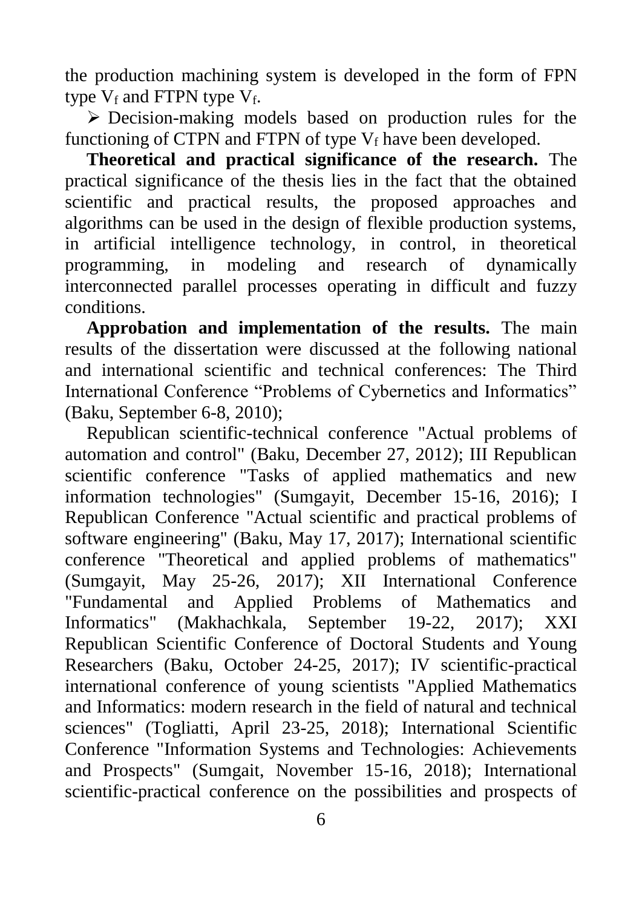the production machining system is developed in the form of FPN type $V_f$ and FTPN type $V_f$.

- Decision-making models based on production rules for the functioning of CTPN and FTPN of type $V_f$ have been developed.

**Theoretical and practical significance of the research.** The practical significance of the thesis lies in the fact that the obtained scientific and practical results, the proposed approaches and algorithms can be used in the design of flexible production systems, in artificial intelligence technology, in control, in theoretical programming, in modeling and research of dynamically interconnected parallel processes operating in difficult and fuzzy conditions.

**Approbation and implementation of the results.** The main results of the dissertation were discussed at the following national and international scientific and technical conferences: The Third International Conference "Problems of Cybernetics and Informatics" (Baku, September 6-8, 2010);

Republican scientific-technical conference "Actual problems of automation and control" (Baku, December 27, 2012); III Republican scientific conference "Tasks of applied mathematics and new information technologies" (Sumgayit, December 15-16, 2016); I Republican Conference "Actual scientific and practical problems of software engineering" (Baku, May 17, 2017); International scientific conference "Theoretical and applied problems of mathematics" (Sumgayit, May 25-26, 2017); XII International Conference "Fundamental and Applied Problems of Mathematics and Informatics" (Makhachkala, September 19-22, 2017); XXI Republican Scientific Conference of Doctoral Students and Young Researchers (Baku, October 24-25, 2017); IV scientific-practical international conference of young scientists "Applied Mathematics and Informatics: modern research in the field of natural and technical sciences" (Togliatti, April 23-25, 2018); International Scientific Conference "Information Systems and Technologies: Achievements and Prospects" (Sumgait, November 15-16, 2018); International scientific-practical conference on the possibilities and prospects of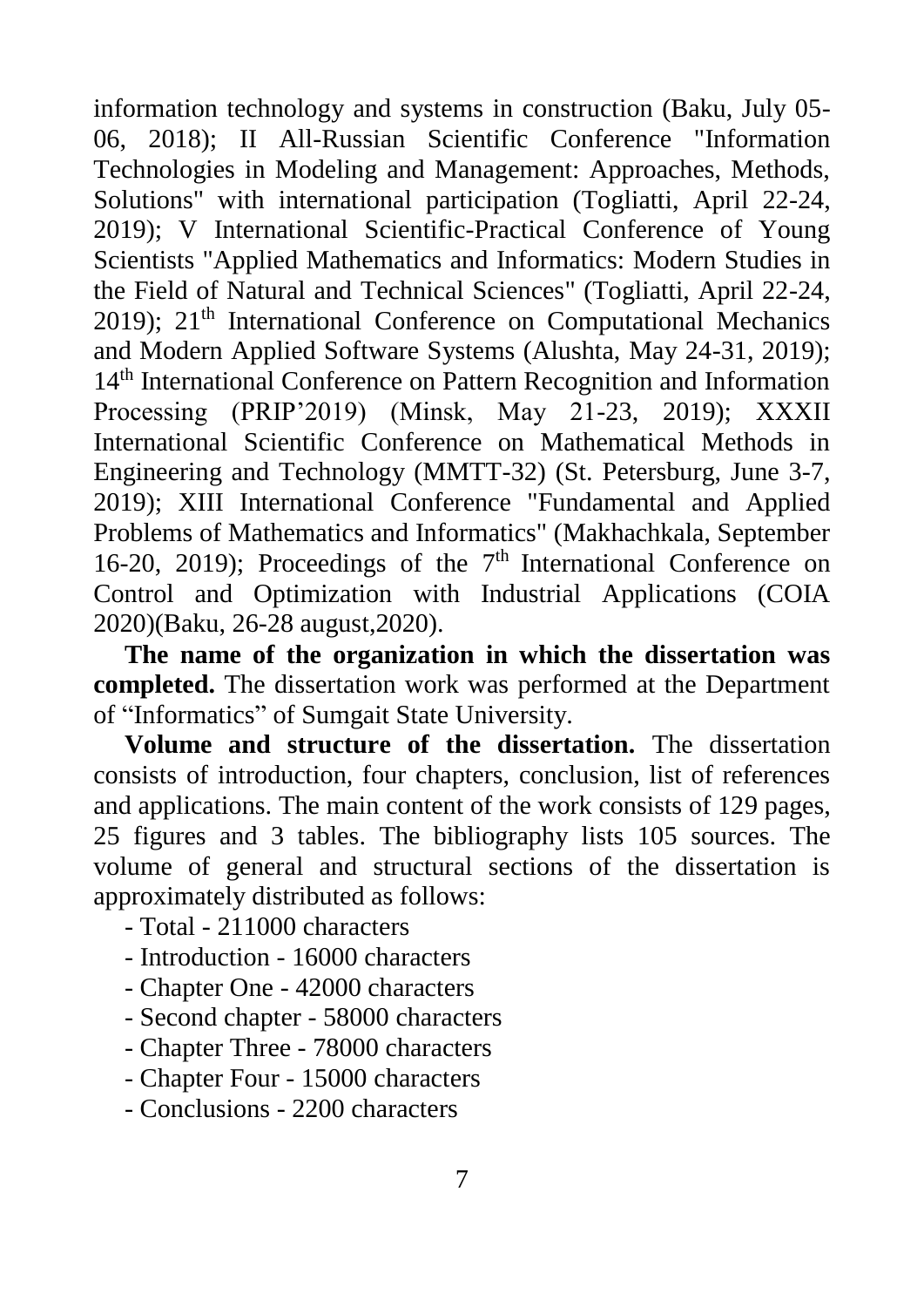information technology and systems in construction (Baku, July 05-06, 2018); II All-Russian Scientific Conference "Information Technologies in Modeling and Management: Approaches, Methods, Solutions" with international participation (Togliatti, April 22-24, 2019); V International Scientific-Practical Conference of Young Scientists "Applied Mathematics and Informatics: Modern Studies in the Field of Natural and Technical Sciences" (Togliatti, April 22-24, 2019); 21th International Conference on Computational Mechanics and Modern Applied Software Systems (Alushta, May 24-31, 2019); 14th International Conference on Pattern Recognition and Information Processing (PRIP'2019) (Minsk, May 21-23, 2019); XXXII International Scientific Conference on Mathematical Methods in Engineering and Technology (MMTT-32) (St. Petersburg, June 3-7, 2019); XIII International Conference "Fundamental and Applied Problems of Mathematics and Informatics" (Makhachkala, September 16-20, 2019); Proceedings of the 7th International Conference on Control and Optimization with Industrial Applications (COIA 2020)(Baku, 26-28 august,2020).

**The name of the organization in which the dissertation was completed.** The dissertation work was performed at the Department of "Informatics" of Sumgait State University.

**Volume and structure of the dissertation.** The dissertation consists of introduction, four chapters, conclusion, list of references and applications. The main content of the work consists of 129 pages, 25 figures and 3 tables. The bibliography lists 105 sources. The volume of general and structural sections of the dissertation is approximately distributed as follows:

- Total - 211000 characters
- Introduction - 16000 characters
- Chapter One - 42000 characters
- Second chapter - 58000 characters
- Chapter Three - 78000 characters
- Chapter Four - 15000 characters
- Conclusions - 2200 characters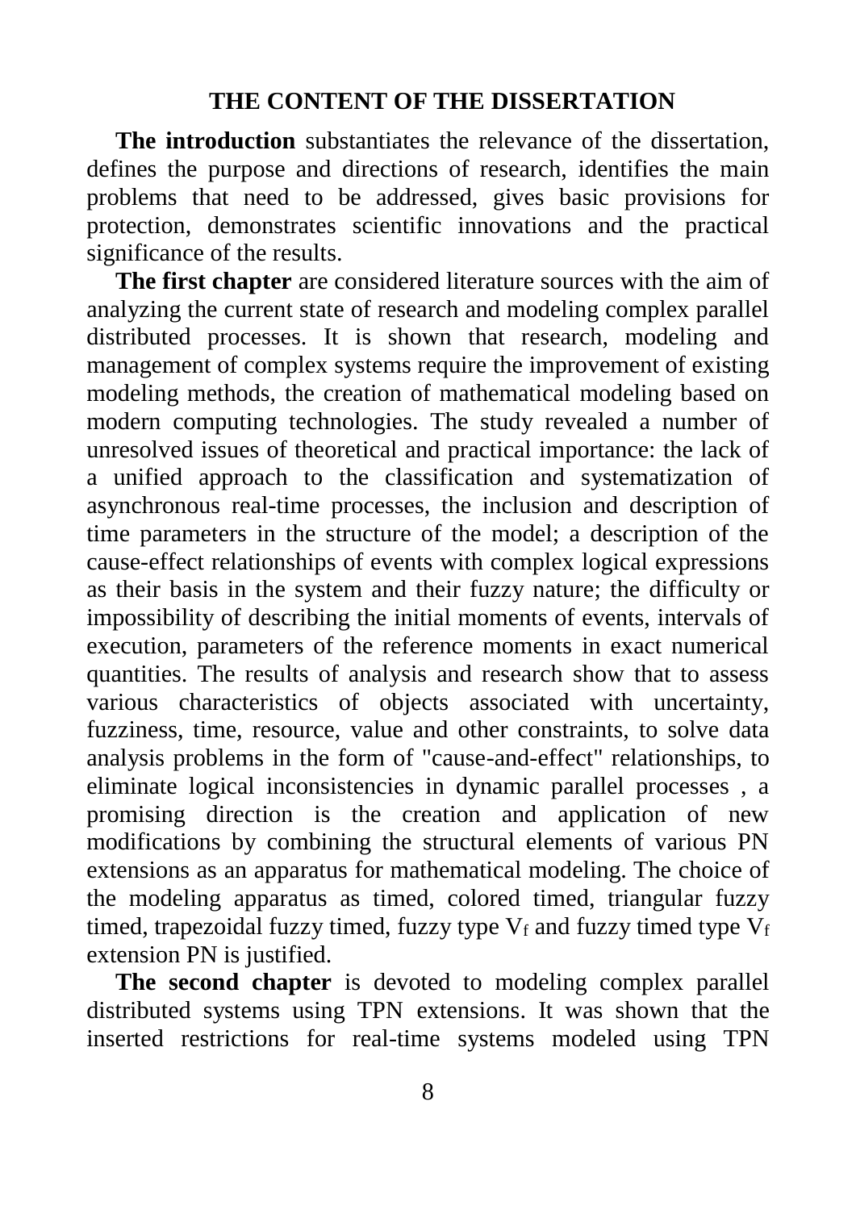## THE CONTENT OF THE DISSERTATION

**The introduction** substantiates the relevance of the dissertation, defines the purpose and directions of research, identifies the main problems that need to be addressed, gives basic provisions for protection, demonstrates scientific innovations and the practical significance of the results.

**The first chapter** are considered literature sources with the aim of analyzing the current state of research and modeling complex parallel distributed processes. It is shown that research, modeling and management of complex systems require the improvement of existing modeling methods, the creation of mathematical modeling based on modern computing technologies. The study revealed a number of unresolved issues of theoretical and practical importance: the lack of a unified approach to the classification and systematization of asynchronous real-time processes, the inclusion and description of time parameters in the structure of the model; a description of the cause-effect relationships of events with complex logical expressions as their basis in the system and their fuzzy nature; the difficulty or impossibility of describing the initial moments of events, intervals of execution, parameters of the reference moments in exact numerical quantities. The results of analysis and research show that to assess various characteristics of objects associated with uncertainty, fuzziness, time, resource, value and other constraints, to solve data analysis problems in the form of "cause-and-effect" relationships, to eliminate logical inconsistencies in dynamic parallel processes , a promising direction is the creation and application of new modifications by combining the structural elements of various PN extensions as an apparatus for mathematical modeling. The choice of the modeling apparatus as timed, colored timed, triangular fuzzy timed, trapezoidal fuzzy timed, fuzzy type $V_f$ and fuzzy timed type $V_f$ extension PN is justified.

**The second chapter** is devoted to modeling complex parallel distributed systems using TPN extensions. It was shown that the inserted restrictions for real-time systems modeled using TPN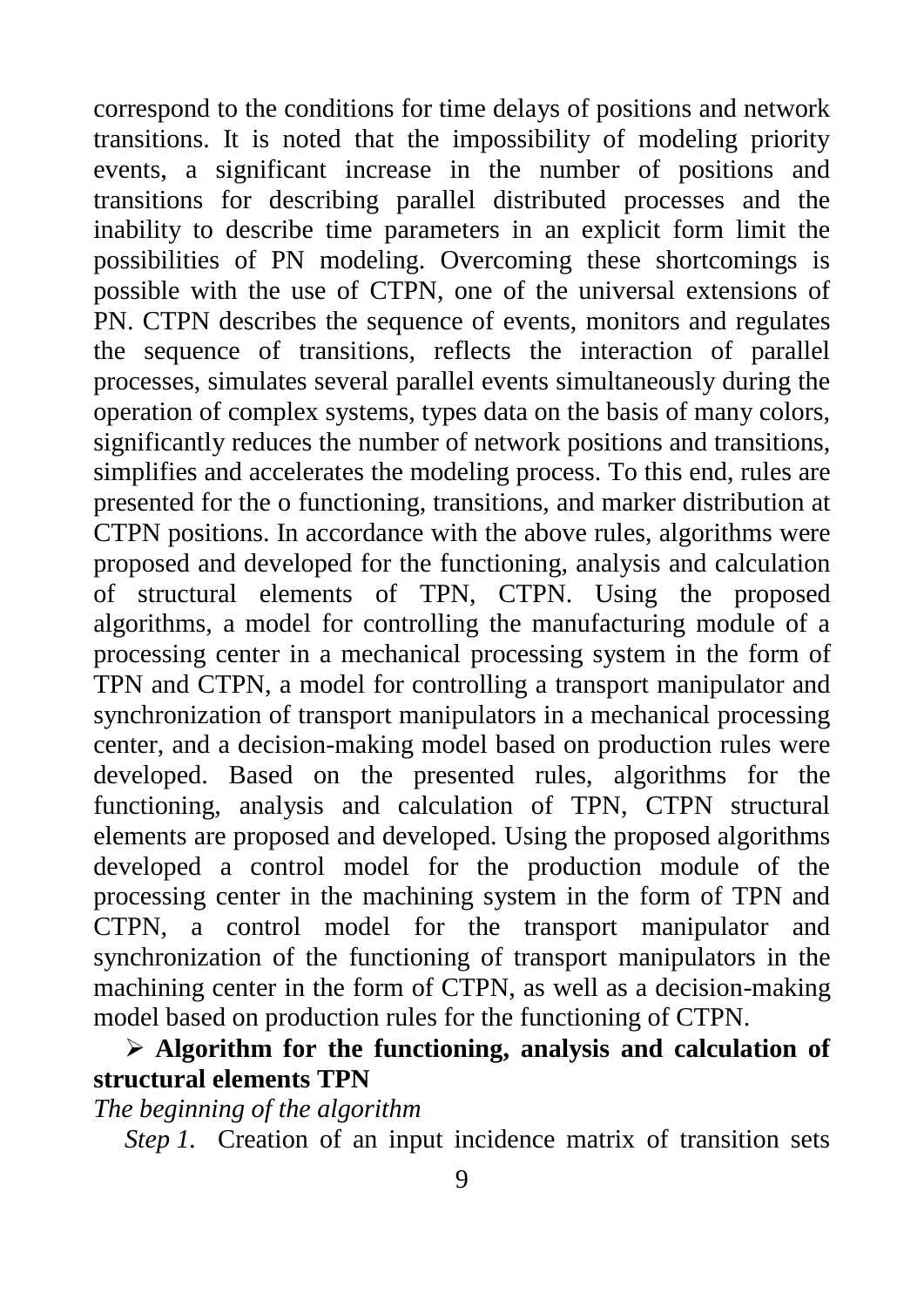correspond to the conditions for time delays of positions and network transitions. It is noted that the impossibility of modeling priority events, a significant increase in the number of positions and transitions for describing parallel distributed processes and the inability to describe time parameters in an explicit form limit the possibilities of PN modeling. Overcoming these shortcomings is possible with the use of CTPN, one of the universal extensions of PN. CTPN describes the sequence of events, monitors and regulates the sequence of transitions, reflects the interaction of parallel processes, simulates several parallel events simultaneously during the operation of complex systems, types data on the basis of many colors, significantly reduces the number of network positions and transitions, simplifies and accelerates the modeling process. To this end, rules are presented for the o functioning, transitions, and marker distribution at CTPN positions. In accordance with the above rules, algorithms were proposed and developed for the functioning, analysis and calculation of structural elements of TPN, CTPN. Using the proposed algorithms, a model for controlling the manufacturing module of a processing center in a mechanical processing system in the form of TPN and CTPN, a model for controlling a transport manipulator and synchronization of transport manipulators in a mechanical processing center, and a decision-making model based on production rules were developed. Based on the presented rules, algorithms for the functioning, analysis and calculation of TPN, CTPN structural elements are proposed and developed. Using the proposed algorithms developed a control model for the production module of the processing center in the machining system in the form of TPN and CTPN, a control model for the transport manipulator and synchronization of the functioning of transport manipulators in the machining center in the form of CTPN, as well as a decision-making model based on production rules for the functioning of CTPN.

➢ **Algorithm for the functioning, analysis and calculation of structural elements TPN**

*The beginning of the algorithm*

*Step 1.* Creation of an input incidence matrix of transition sets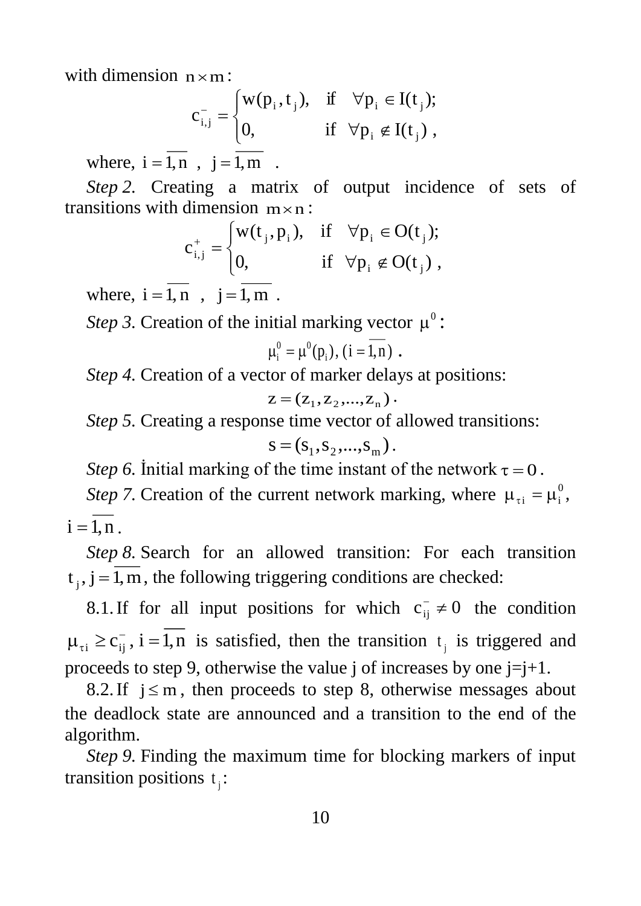with dimension $n \times m$:

$$c^{-}_{i,j} = \begin{cases} w(p_i, t_j), & \text{if} \quad \forall p_i \in I(t_j); \\ 0, & \text{if} \quad \forall p_i \notin I(t_j)\ , \end{cases}$$

where, $i = \overline{1, n}$ , $j = \overline{1, m}$ .

*Step 2.* Creating a matrix of output incidence of sets of transitions with dimension $m \times n$:

$$c^{+}_{i,j} = \begin{cases} w(t_j, p_i), & \text{if} \quad \forall p_i \in O(t_j); \\ 0, & \text{if} \quad \forall p_i \notin O(t_j)\ , \end{cases}$$

where, $i = \overline{1, n}$ , $j = \overline{1, m}$ .

*Step 3.* Creation of the initial marking vector $\mu^0$:

$$\mu^0_i = \mu^0(p_i),\ (i = \overline{1, n})\ .$$

*Step 4.* Creation of a vector of marker delays at positions:

$$z = (z_1, z_2, ..., z_n)\ .$$

*Step 5.* Creating a response time vector of allowed transitions:

$$s = (s_1, s_2, ..., s_m)\ .$$

*Step 6.* İnitial marking of the time instant of the network $\tau = 0$.

*Step 7.* Creation of the current network marking, where $\mu_{\tau i} = \mu^0_i$, $i = \overline{1, n}$.

*Step 8.* Search for an allowed transition: For each transition $t_j, j = \overline{1, m}$, the following triggering conditions are checked:

8.1. If for all input positions for which $c^{-}_{ij} \neq 0$ the condition $\mu_{\tau i} \geq c^{-}_{ij}$, $i = \overline{1, n}$ is satisfied, then the transition $t_j$ is triggered and proceeds to step 9, otherwise the value j of increases by one j=j+1.

8.2. If $j \leq m$, then proceeds to step 8, otherwise messages about the deadlock state are announced and a transition to the end of the algorithm.

*Step 9.* Finding the maximum time for blocking markers of input transition positions $t_j$: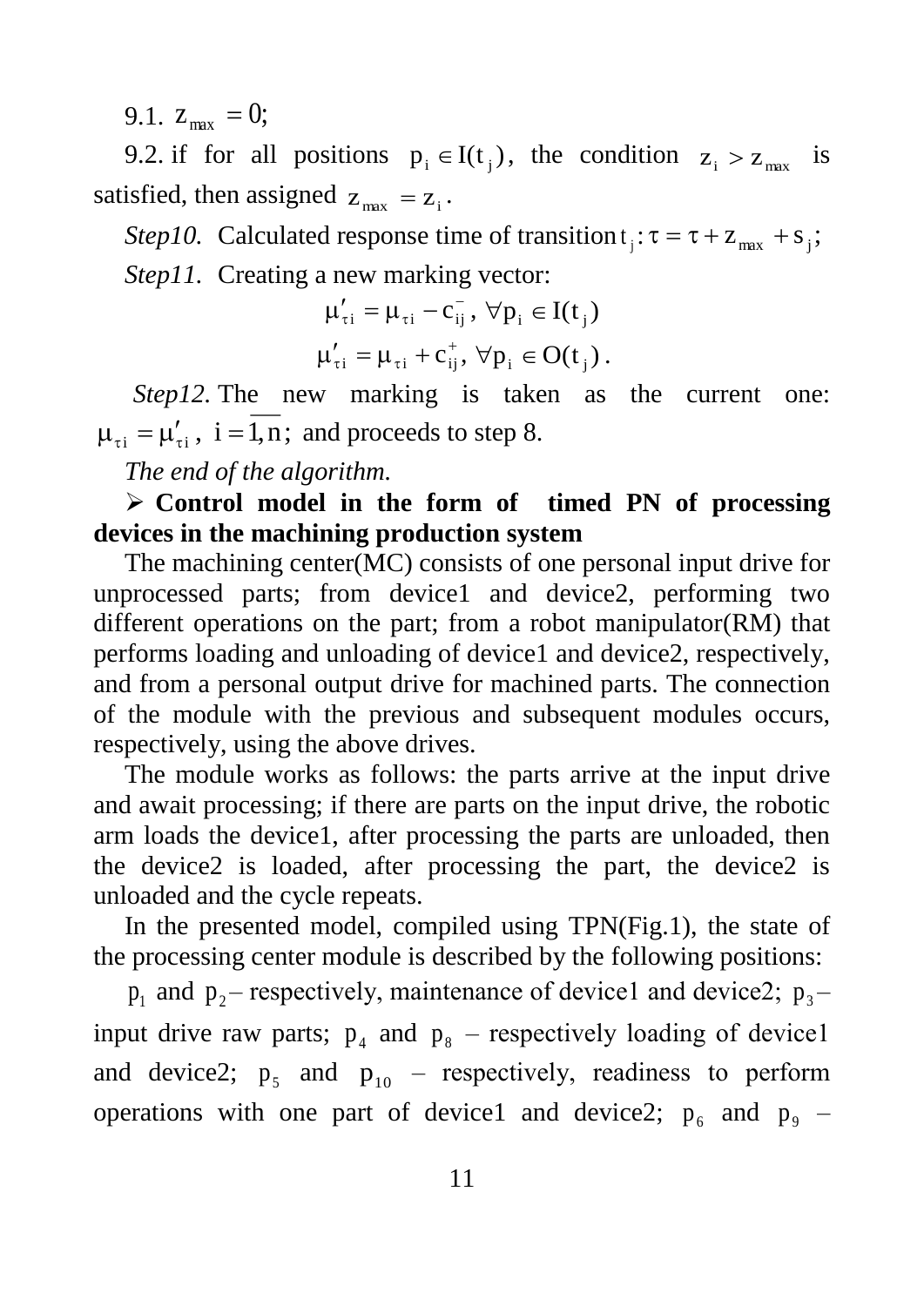9.1. $z_{max} = 0$;

9.2. if for all positions $p_i \in I(t_j)$, the condition $z_i > z_{max}$ is satisfied, then assigned $z_{max} = z_i$.

*Step10.* Calculated response time of transition $t_j: \tau = \tau + z_{max} + s_j$;

*Step11.* Creating a new marking vector:

$$\mu'_{\tau i} = \mu_{\tau i} - c^{-}_{ij},\ \forall p_i \in I(t_j)$$

$$\mu'_{\tau i} = \mu_{\tau i} + c^{+}_{ij},\ \forall p_i \in O(t_j).$$

*Step12.* The new marking is taken as the current one: $\mu_{\tau i} = \mu'_{\tau i}$, $i = \overline{1,n}$; and proceeds to step 8.

*The end of the algorithm.*

➢ **Control model in the form of timed PN of processing devices in the machining production system**

The machining center(MC) consists of one personal input drive for unprocessed parts; from device1 and device2, performing two different operations on the part; from a robot manipulator(RM) that performs loading and unloading of device1 and device2, respectively, and from a personal output drive for machined parts. The connection of the module with the previous and subsequent modules occurs, respectively, using the above drives.

The module works as follows: the parts arrive at the input drive and await processing; if there are parts on the input drive, the robotic arm loads the device1, after processing the parts are unloaded, then the device2 is loaded, after processing the part, the device2 is unloaded and the cycle repeats.

In the presented model, compiled using TPN(Fig.1), the state of the processing center module is described by the following positions:

$p_1$ and $p_2$ – respectively, maintenance of device1 and device2; $p_3$ – input drive raw parts; $p_4$ and $p_8$ – respectively loading of device1 and device2; $p_5$ and $p_{10}$ – respectively, readiness to perform operations with one part of device1 and device2; $p_6$ and $p_9$ –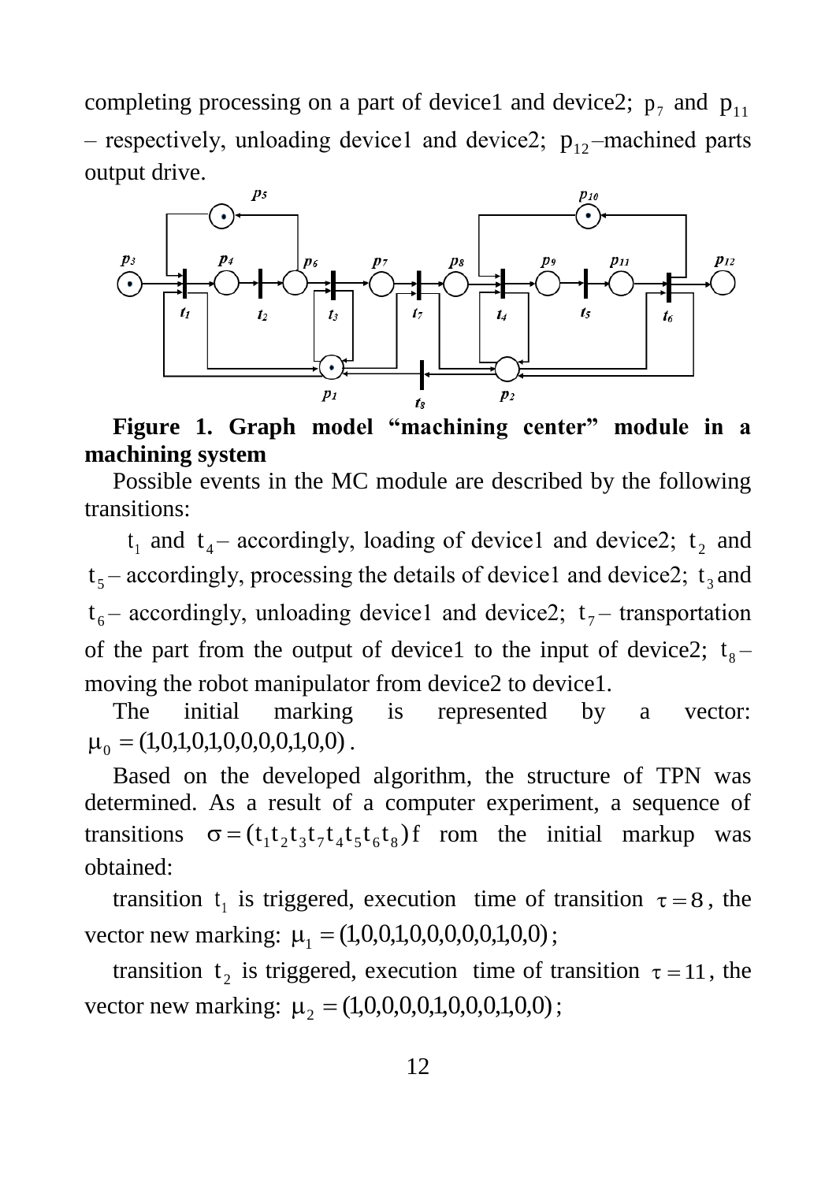completing processing on a part of device1 and device2; $p_7$ and $p_{11}$ – respectively, unloading device1 and device2; $p_{12}$–machined parts output drive.

**Figure 1. Graph model "machining center" module in a machining system**

Possible events in the MC module are described by the following transitions:

$t_1$ and $t_4$ – accordingly, loading of device1 and device2; $t_2$ and $t_5$ – accordingly, processing the details of device1 and device2; $t_3$ and $t_6$ – accordingly, unloading device1 and device2; $t_7$ – transportation of the part from the output of device1 to the input of device2; $t_8$ – moving the robot manipulator from device2 to device1.

The initial marking is represented by a vector: $\mu_0 = (1,0,1,0,1,0,0,0,0,1,0,0)$.

Based on the developed algorithm, the structure of TPN was determined. As a result of a computer experiment, a sequence of transitions $\sigma = (t_1 t_2 t_3 t_7 t_4 t_5 t_6 t_8)$ f rom the initial markup was obtained:

transition $t_1$ is triggered, execution time of transition $\tau = 8$, the vector new marking: $\mu_1 = (1,0,0,1,0,0,0,0,0,1,0,0)$;

transition $t_2$ is triggered, execution time of transition $\tau = 11$, the vector new marking: $\mu_2 = (1,0,0,0,0,1,0,0,0,1,0,0)$;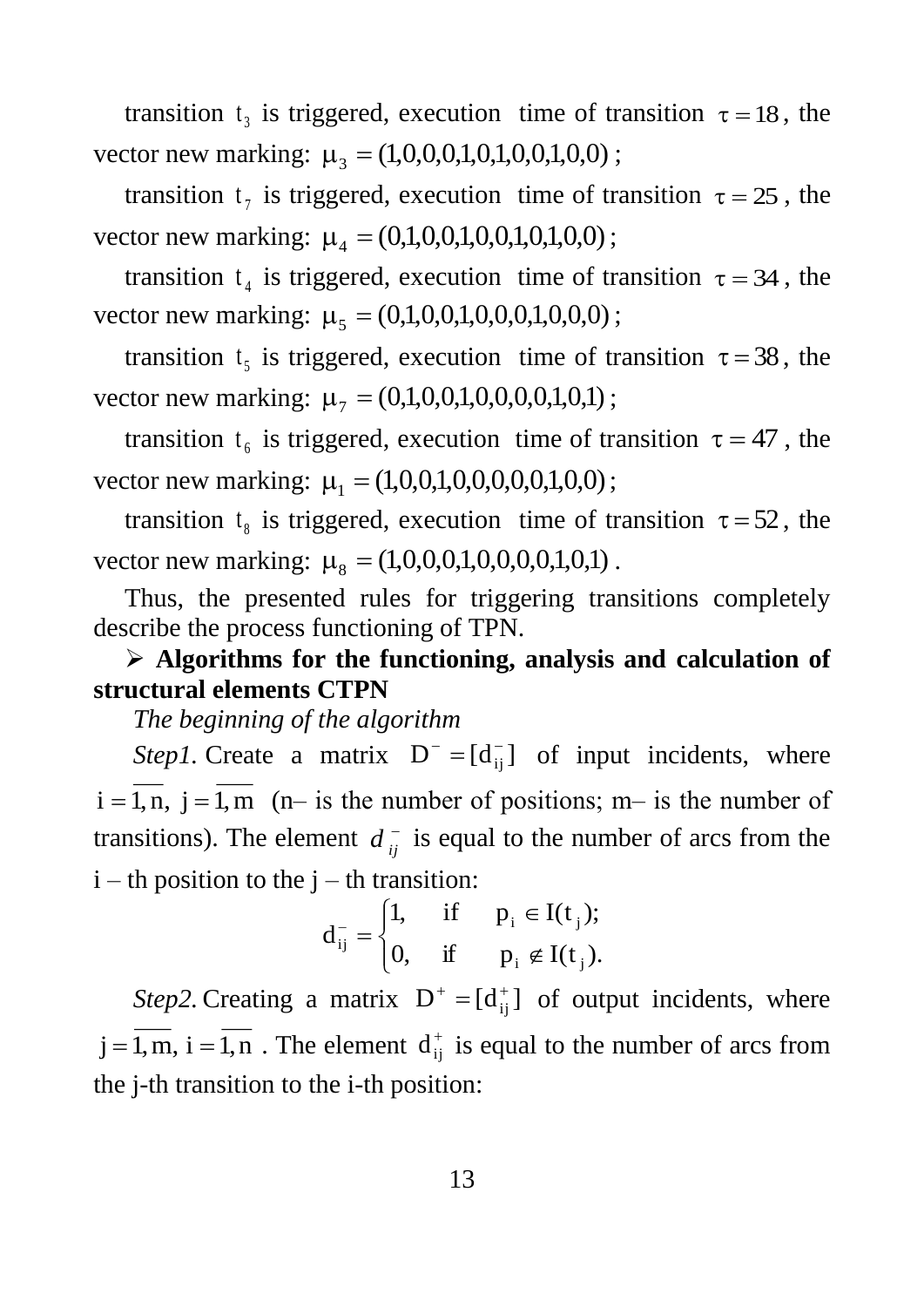transition $t_3$ is triggered, execution time of transition $\tau = 18$, the vector new marking: $\mu_3 = (1,0,0,0,1,0,1,0,0,1,0,0)$;

transition $t_7$ is triggered, execution time of transition $\tau = 25$, the vector new marking: $\mu_4 = (0,1,0,0,1,0,0,1,0,1,0,0)$;

transition $t_4$ is triggered, execution time of transition $\tau = 34$, the vector new marking: $\mu_5 = (0,1,0,0,1,0,0,0,1,0,0,0)$;

transition $t_5$ is triggered, execution time of transition $\tau = 38$, the vector new marking: $\mu_7 = (0,1,0,0,1,0,0,0,0,1,0,1)$;

transition $t_6$ is triggered, execution time of transition $\tau = 47$, the vector new marking: $\mu_1 = (1,0,0,1,0,0,0,0,0,1,0,0)$;

transition $t_8$ is triggered, execution time of transition $\tau = 52$, the vector new marking: $\mu_8 = (1,0,0,0,1,0,0,0,0,1,0,1)$.

Thus, the presented rules for triggering transitions completely describe the process functioning of TPN.

- **Algorithms for the functioning, analysis and calculation of structural elements CTPN**

*The beginning of the algorithm*

*Step1.* Create a matrix $D^- = [d_{ij}^-]$ of input incidents, where $i = \overline{1,n},\ j = \overline{1,m}$ (n– is the number of positions; m– is the number of transitions). The element $d_{ij}^-$ is equal to the number of arcs from the i – th position to the j – th transition:

$$d_{ij}^- = \begin{cases} 1, & \text{if} \quad p_i \in I(t_j); \\ 0, & \text{if} \quad p_i \notin I(t_j). \end{cases}$$

*Step2.* Creating a matrix $D^+ = [d_{ij}^+]$ of output incidents, where $j = \overline{1,m},\ i = \overline{1,n}$. The element $d_{ij}^+$ is equal to the number of arcs from the j-th transition to the i-th position: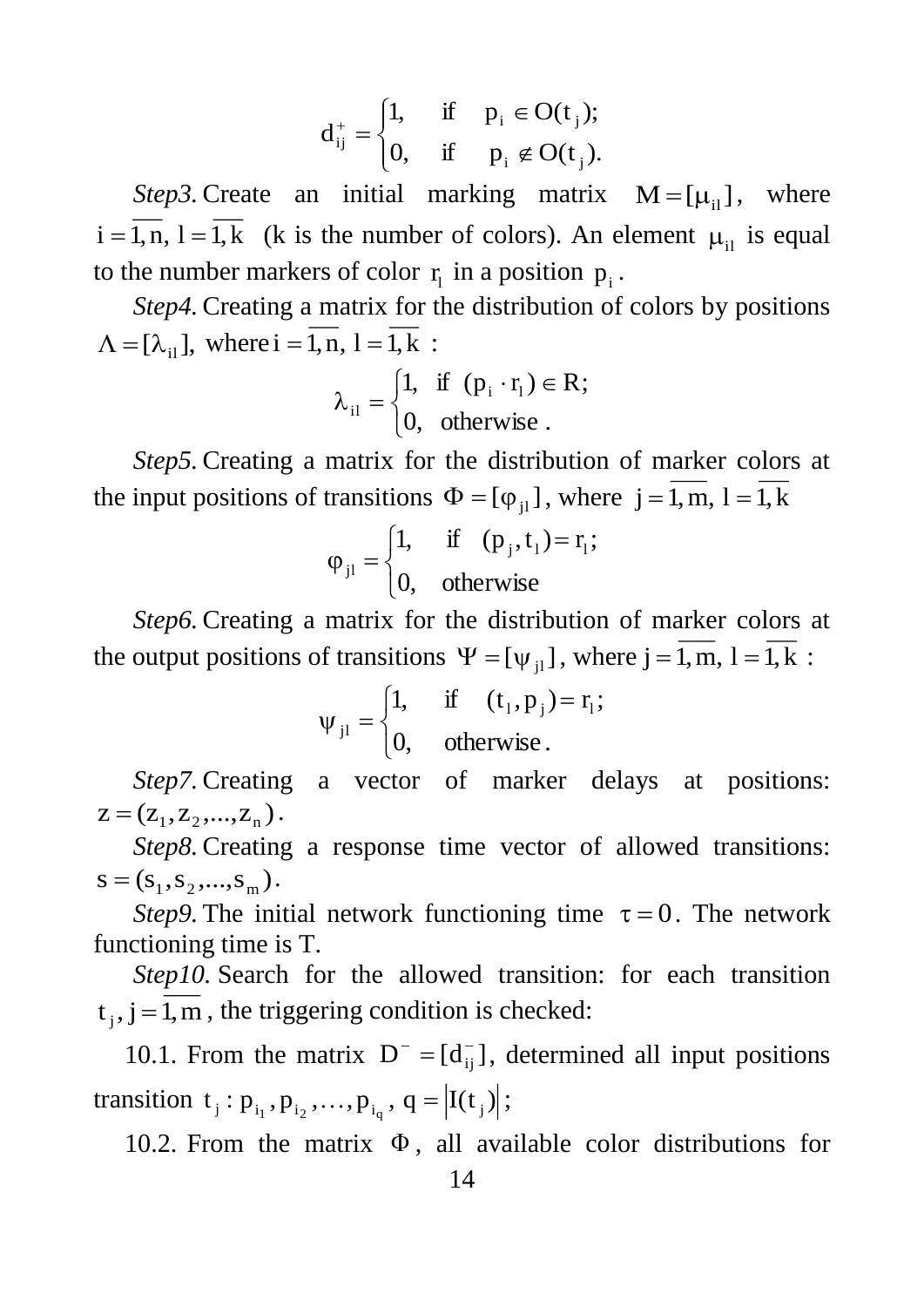$$d_{ij}^{+} = \begin{cases} 1, & \text{if} \quad p_i \in O(t_j); \\ 0, & \text{if} \quad p_i \notin O(t_j). \end{cases}$$

*Step3.* Create an initial marking matrix $M = [\mu_{il}]$, where $i = \overline{1,n},\ l = \overline{1,k}$ (k is the number of colors). An element $\mu_{il}$ is equal to the number markers of color $r_l$ in a position $p_i$.

*Step4.* Creating a matrix for the distribution of colors by positions $\Lambda = [\lambda_{il}]$, where $i = \overline{1,n},\ l = \overline{1,k}$ :

$$\lambda_{il} = \begin{cases} 1, & \text{if} \ (p_i \cdot r_l) \in R; \\ 0, & \text{otherwise}. \end{cases}$$

*Step5.* Creating a matrix for the distribution of marker colors at the input positions of transitions $\Phi = [\varphi_{jl}]$, where $j = \overline{1,m},\ l = \overline{1,k}$

$$\varphi_{jl} = \begin{cases} 1, & \text{if} \quad (p_j, t_l) = r_l; \\ 0, & \text{otherwise} \end{cases}$$

*Step6.* Creating a matrix for the distribution of marker colors at the output positions of transitions $\Psi = [\psi_{jl}]$, where $j = \overline{1,m},\ l = \overline{1,k}$ :

$$\psi_{jl} = \begin{cases} 1, & \text{if} \quad (t_l, p_j) = r_l; \\ 0, & \text{otherwise}. \end{cases}$$

*Step7.* Creating a vector of marker delays at positions: $z = (z_1, z_2, ..., z_n)$.

*Step8.* Creating a response time vector of allowed transitions: $s = (s_1, s_2, ..., s_m)$.

*Step9.* The initial network functioning time $\tau = 0$. The network functioning time is T.

*Step10.* Search for the allowed transition: for each transition $t_j,\ j = \overline{1,m}$, the triggering condition is checked:

10.1. From the matrix $D^{-} = [d_{ij}^{-}]$, determined all input positions transition $t_j : p_{i_1}, p_{i_2}, \ldots, p_{i_q},\ q = \left| I(t_j) \right|$;

10.2. From the matrix $\Phi$, all available color distributions for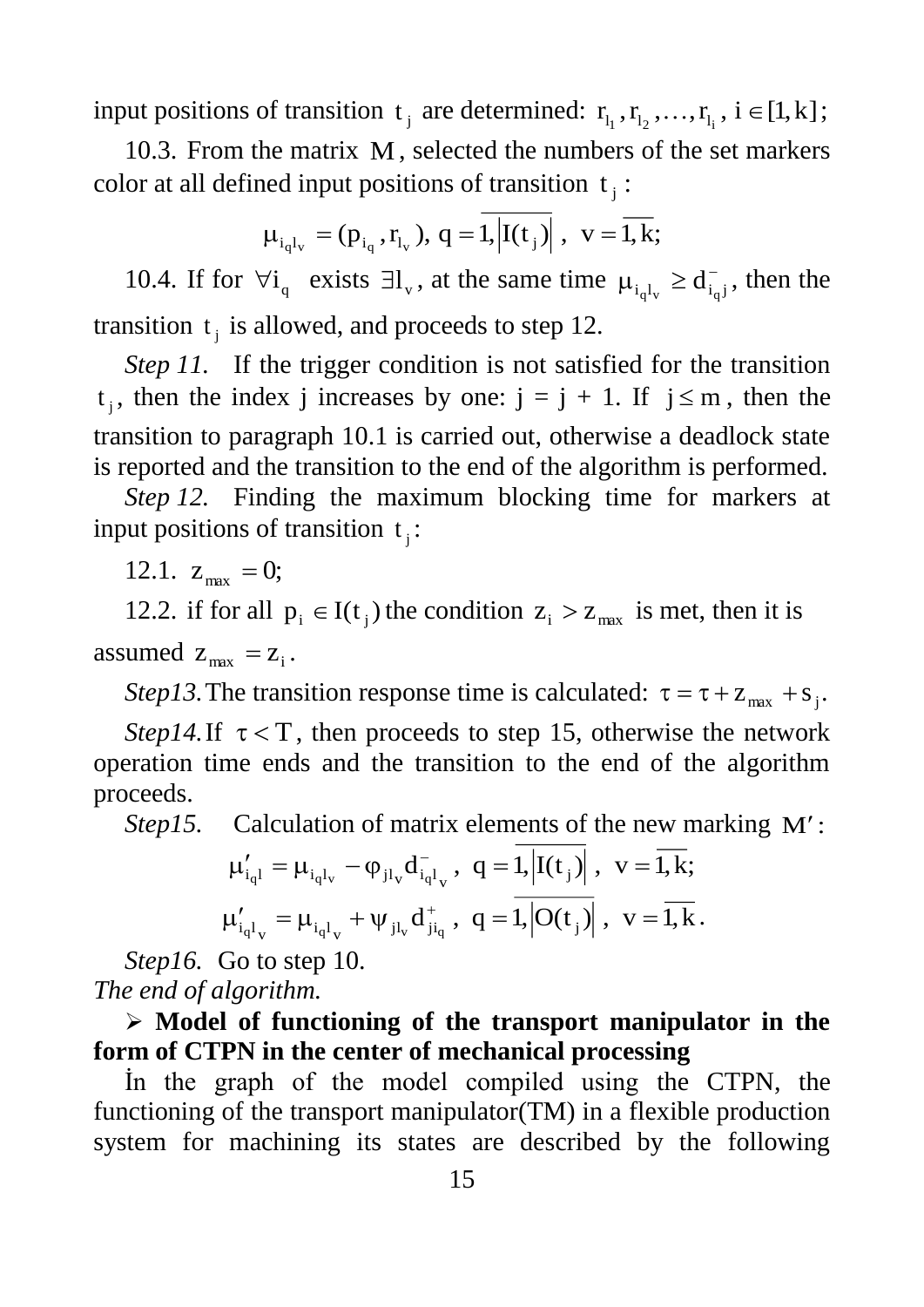input positions of transition $t_j$ are determined: $r_{l_1}, r_{l_2}, \ldots, r_{l_i}$, $i \in [1, k]$;

10.3. From the matrix $M$, selected the numbers of the set markers color at all defined input positions of transition $t_j$:

$$\mu_{i_q l_v} = (p_{i_q}, r_{l_v}),\ q = \overline{1, |I(t_j)|},\ \ v = \overline{1, k};$$

10.4. If for $\forall i_q$ exists $\exists l_v$, at the same time $\mu_{i_q l_v} \geq d^-_{i_q j}$, then the transition $t_j$ is allowed, and proceeds to step 12.

*Step 11.* If the trigger condition is not satisfied for the transition $t_j$, then the index j increases by one: j = j + 1. If $j \leq m$, then the transition to paragraph 10.1 is carried out, otherwise a deadlock state is reported and the transition to the end of the algorithm is performed.

*Step 12.* Finding the maximum blocking time for markers at input positions of transition $t_j$:

12.1. $z_{max} = 0$;

12.2. if for all $p_i \in I(t_j)$ the condition $z_i > z_{max}$ is met, then it is assumed $z_{max} = z_i$.

*Step13.* The transition response time is calculated: $\tau = \tau + z_{max} + s_j$.

*Step14.* If $\tau < T$, then proceeds to step 15, otherwise the network operation time ends and the transition to the end of the algorithm proceeds.

*Step15.* Calculation of matrix elements of the new marking $M'$:

$$\mu'_{i_q l} = \mu_{i_q l_v} - \varphi_{j l_v} d^-_{i_q l_v},\ q = \overline{1, |I(t_j)|},\ \ v = \overline{1, k};$$

$$\mu'_{i_q l_v} = \mu_{i_q l_v} + \psi_{j l_v} d^+_{j i_q},\ q = \overline{1, |O(t_j)|},\ \ v = \overline{1, k}.$$

*Step16.* Go to step 10.

*The end of algorithm.*

- **Model of functioning of the transport manipulator in the form of CTPN in the center of mechanical processing**

İn the graph of the model compiled using the CTPN, the functioning of the transport manipulator(TM) in a flexible production system for machining its states are described by the following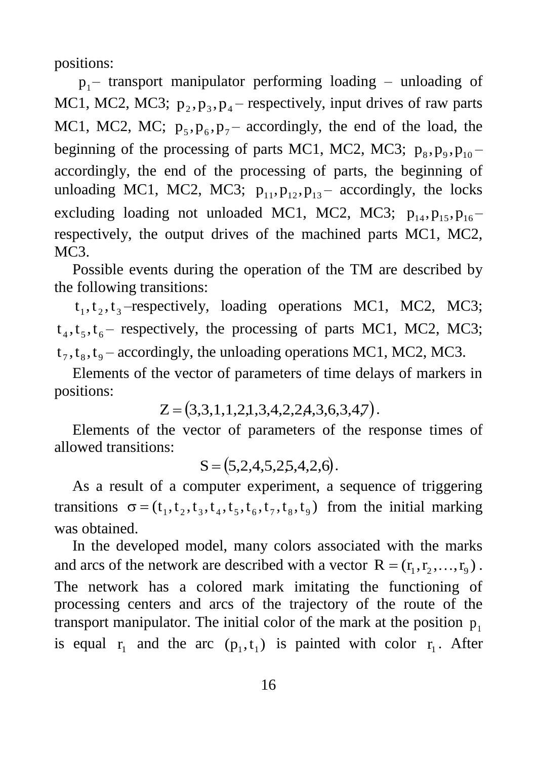positions:

$p_1$ – transport manipulator performing loading – unloading of MC1, MC2, MC3; $p_2, p_3, p_4$ – respectively, input drives of raw parts MC1, MC2, MC; $p_5, p_6, p_7$ – accordingly, the end of the load, the beginning of the processing of parts MC1, MC2, MC3; $p_8, p_9, p_{10}$ – accordingly, the end of the processing of parts, the beginning of unloading MC1, MC2, MC3; $p_{11}, p_{12}, p_{13}$ – accordingly, the locks excluding loading not unloaded MC1, MC2, MC3; $p_{14}, p_{15}, p_{16}$ – respectively, the output drives of the machined parts MC1, MC2, MC3.

Possible events during the operation of the TM are described by the following transitions:

$t_1, t_2, t_3$ –respectively, loading operations MC1, MC2, MC3; $t_4, t_5, t_6$ – respectively, the processing of parts MC1, MC2, MC3; $t_7, t_8, t_9$ – accordingly, the unloading operations MC1, MC2, MC3.

Elements of the vector of parameters of time delays of markers in positions:

$$Z = (3,3,1,1,2,1,3,4,2,2,4,3,6,3,4,7).$$

Elements of the vector of parameters of the response times of allowed transitions:

$$S = (5,2,4,5,2,5,4,2,6).$$

As a result of a computer experiment, a sequence of triggering transitions $\sigma = (t_1, t_2, t_3, t_4, t_5, t_6, t_7, t_8, t_9)$ from the initial marking was obtained.

In the developed model, many colors associated with the marks and arcs of the network are described with a vector $R = (r_1, r_2, \ldots, r_9)$. The network has a colored mark imitating the functioning of processing centers and arcs of the trajectory of the route of the transport manipulator. The initial color of the mark at the position $p_1$ is equal $r_1$ and the arc $(p_1, t_1)$ is painted with color $r_1$. After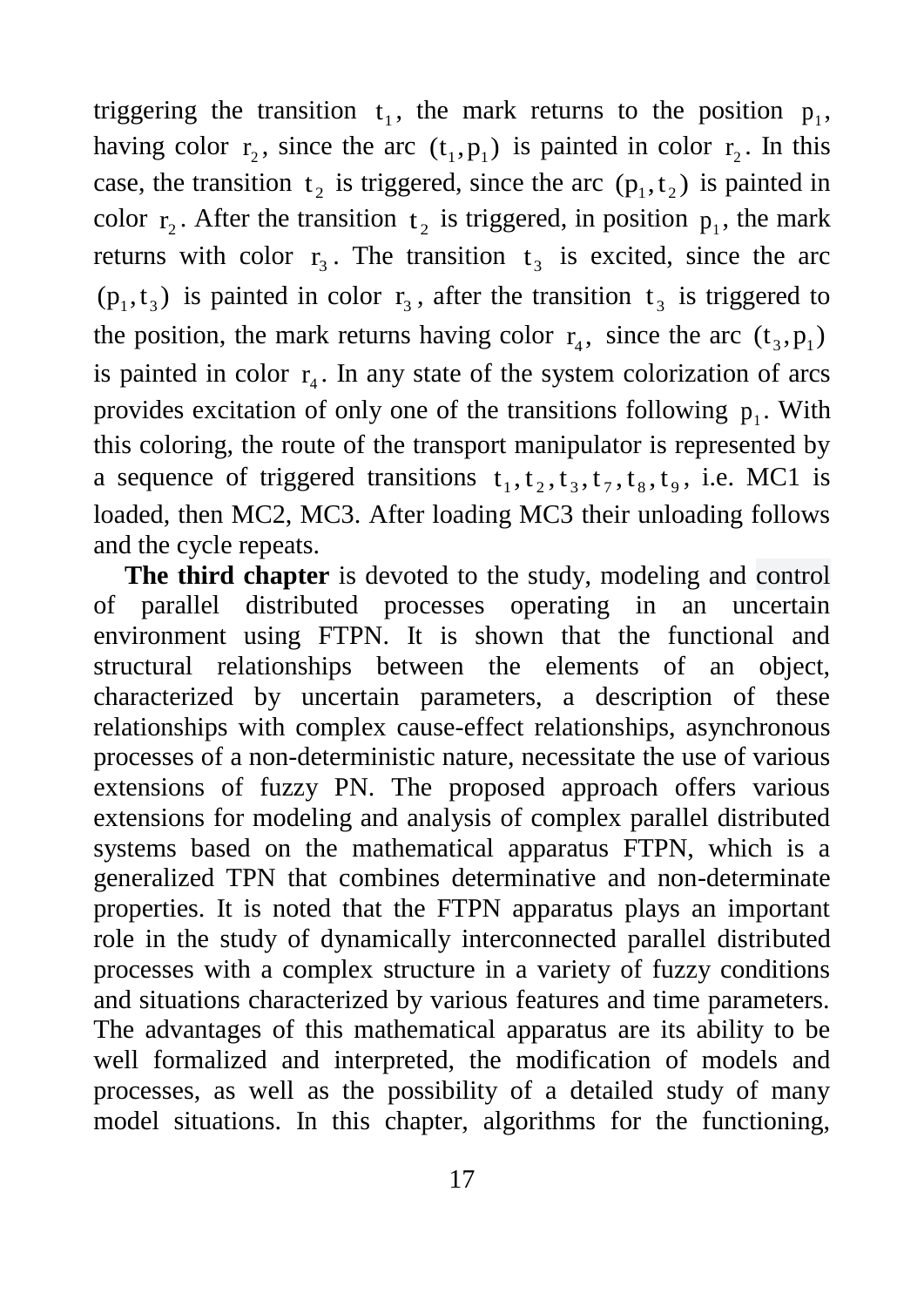triggering the transition $t_1$, the mark returns to the position $p_1$, having color $r_2$, since the arc $(t_1, p_1)$ is painted in color $r_2$. In this case, the transition $t_2$ is triggered, since the arc $(p_1, t_2)$ is painted in color $r_2$. After the transition $t_2$ is triggered, in position $p_1$, the mark returns with color $r_3$. The transition $t_3$ is excited, since the arc $(p_1, t_3)$ is painted in color $r_3$, after the transition $t_3$ is triggered to the position, the mark returns having color $r_4$, since the arc $(t_3, p_1)$ is painted in color $r_4$. In any state of the system colorization of arcs provides excitation of only one of the transitions following $p_1$. With this coloring, the route of the transport manipulator is represented by a sequence of triggered transitions $t_1, t_2, t_3, t_7, t_8, t_9$, i.e. MC1 is loaded, then MC2, MC3. After loading MC3 their unloading follows and the cycle repeats.

**The third chapter** is devoted to the study, modeling and control of parallel distributed processes operating in an uncertain environment using FTPN. It is shown that the functional and structural relationships between the elements of an object, characterized by uncertain parameters, a description of these relationships with complex cause-effect relationships, asynchronous processes of a non-deterministic nature, necessitate the use of various extensions of fuzzy PN. The proposed approach offers various extensions for modeling and analysis of complex parallel distributed systems based on the mathematical apparatus FTPN, which is a generalized TPN that combines determinative and non-determinate properties. It is noted that the FTPN apparatus plays an important role in the study of dynamically interconnected parallel distributed processes with a complex structure in a variety of fuzzy conditions and situations characterized by various features and time parameters. The advantages of this mathematical apparatus are its ability to be well formalized and interpreted, the modification of models and processes, as well as the possibility of a detailed study of many model situations. In this chapter, algorithms for the functioning,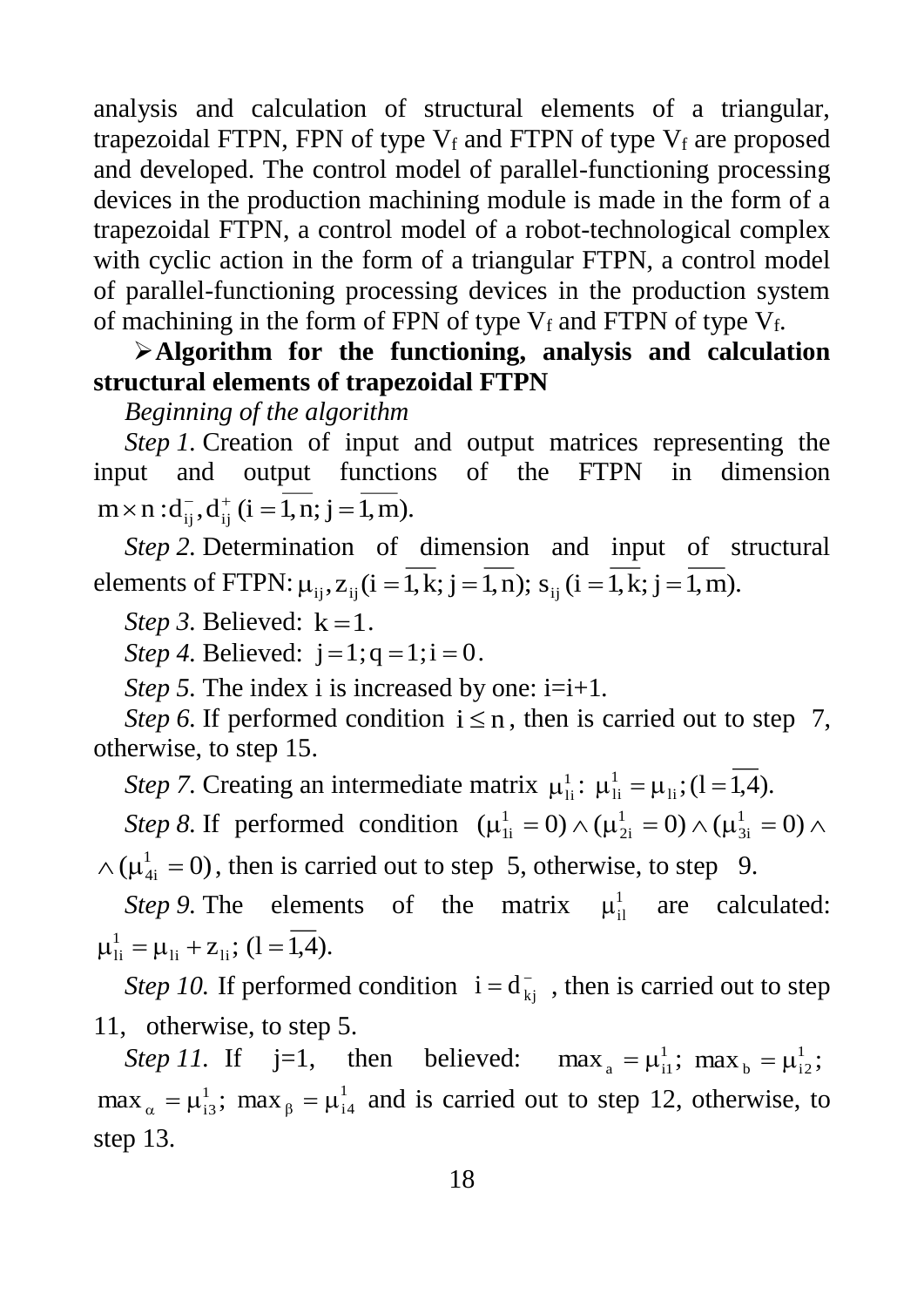analysis and calculation of structural elements of a triangular, trapezoidal FTPN, FPN of type $V_f$ and FTPN of type $V_f$ are proposed and developed. The control model of parallel-functioning processing devices in the production machining module is made in the form of a trapezoidal FTPN, a control model of a robot-technological complex with cyclic action in the form of a triangular FTPN, a control model of parallel-functioning processing devices in the production system of machining in the form of FPN of type $V_f$ and FTPN of type $V_f$.

- **Algorithm for the functioning, analysis and calculation structural elements of trapezoidal FTPN**

*Beginning of the algorithm*

*Step 1.* Creation of input and output matrices representing the input and output functions of the FTPN in dimension $m \times n : d_{ij}^{-}, d_{ij}^{+} \ (i = \overline{1, n}; \ j = \overline{1, m})$.

*Step 2.* Determination of dimension and input of structural elements of FTPN: $\mu_{ij}, z_{ij} (i = \overline{1, k}; \ j = \overline{1, n}); \ s_{ij} \ (i = \overline{1, k}; \ j = \overline{1, m})$.

*Step 3.* Believed: $k = 1$.

*Step 4.* Believed: $j = 1; q = 1; i = 0$.

*Step 5.* The index i is increased by one: i=i+1.

*Step 6.* If performed condition $i \le n$, then is carried out to step 7, otherwise, to step 15.

*Step 7.* Creating an intermediate matrix $\mu_{li}^{1}$: $\mu_{li}^{1} = \mu_{li}; (l = \overline{1,4})$.

*Step 8.* If performed condition $(\mu_{1i}^{1} = 0) \wedge (\mu_{2i}^{1} = 0) \wedge (\mu_{3i}^{1} = 0) \wedge$ $\wedge (\mu_{4i}^{1} = 0)$, then is carried out to step 5, otherwise, to step 9.

*Step 9.* The elements of the matrix $\mu_{il}^{1}$ are calculated: $\mu_{li}^{1} = \mu_{li} + z_{li}; \ (l = \overline{1,4})$.

*Step 10.* If performed condition $i = d_{kj}^{-}$, then is carried out to step 11, otherwise, to step 5.

*Step 11.* If j=1, then believed: $\max_{a} = \mu_{i1}^{1}; \ \max_{b} = \mu_{i2}^{1};$ $\max_{\alpha} = \mu_{i3}^{1}; \ \max_{\beta} = \mu_{i4}^{1}$ and is carried out to step 12, otherwise, to step 13.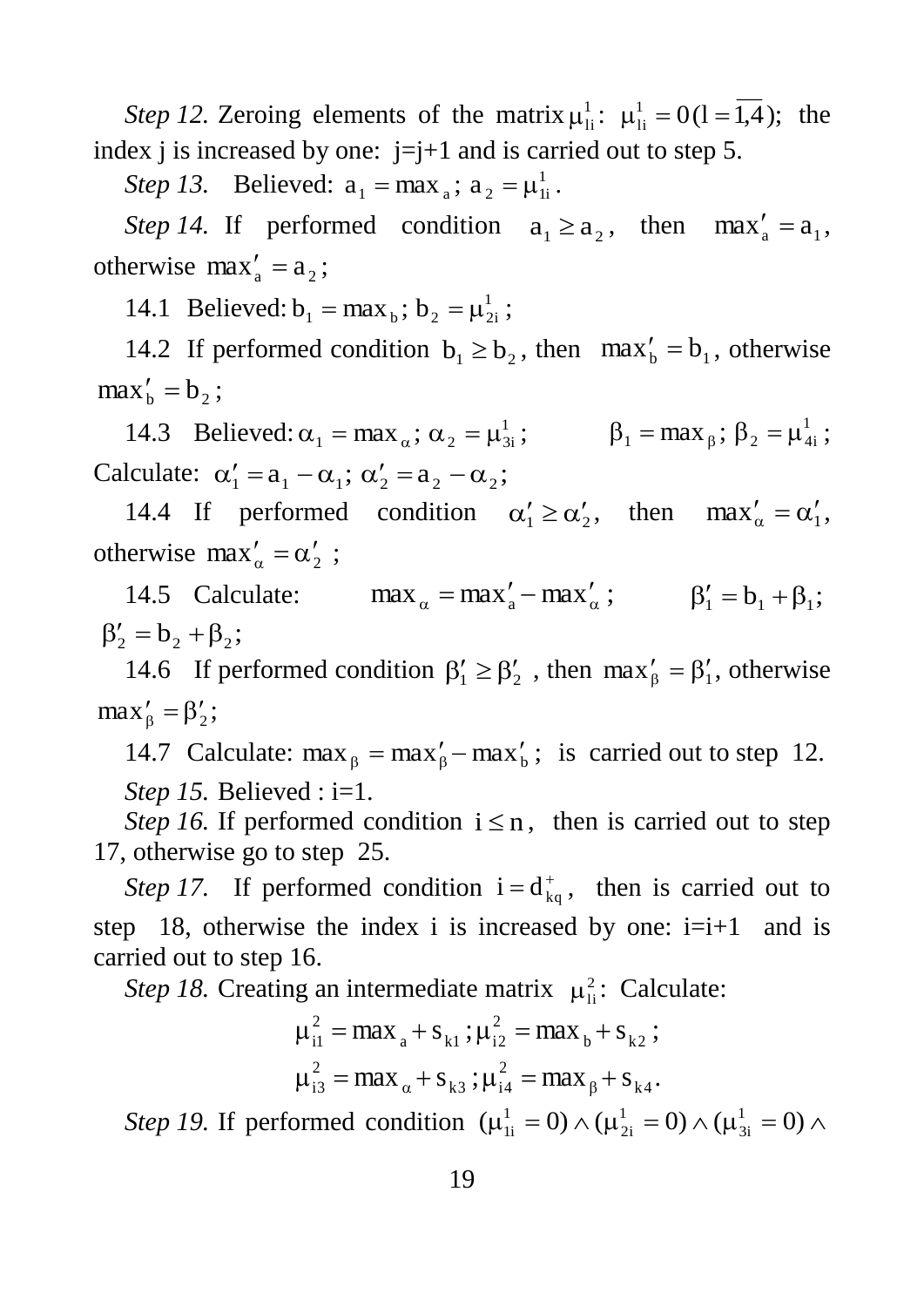*Step 12.* Zeroing elements of the matrix $\mu_{li}^1$: $\mu_{li}^1 = 0\,(l = \overline{1,4})$; the index j is increased by one: j=j+1 and is carried out to step 5.

*Step 13.* Believed: $a_1 = \max_a$; $a_2 = \mu_{1i}^1$.

*Step 14.* If performed condition $a_1 \geq a_2$, then $\max'_a = a_1$, otherwise $\max'_a = a_2$;

14.1 Believed: $b_1 = \max_b$; $b_2 = \mu_{2i}^1$;

14.2 If performed condition $b_1 \geq b_2$, then $\max'_b = b_1$, otherwise $\max'_b = b_2$;

14.3 Believed: $\alpha_1 = \max_\alpha$; $\alpha_2 = \mu_{3i}^1$; $\beta_1 = \max_\beta$; $\beta_2 = \mu_{4i}^1$; Calculate: $\alpha'_1 = a_1 - \alpha_1$; $\alpha'_2 = a_2 - \alpha_2$;

14.4 If performed condition $\alpha'_1 \geq \alpha'_2$, then $\max'_\alpha = \alpha'_1$, otherwise $\max'_\alpha = \alpha'_2$;

14.5 Calculate: $\max_\alpha = \max'_a - \max'_\alpha$; $\beta'_1 = b_1 + \beta_1$; $\beta'_2 = b_2 + \beta_2$;

14.6 If performed condition $\beta'_1 \geq \beta'_2$, then $\max'_\beta = \beta'_1$, otherwise $\max'_\beta = \beta'_2$;

14.7 Calculate: $\max_\beta = \max'_\beta - \max'_b$; is carried out to step 12.

*Step 15.* Believed : i=1.

*Step 16.* If performed condition $i \leq n$, then is carried out to step 17, otherwise go to step 25.

*Step 17.* If performed condition $i = d_{kq}^+$, then is carried out to step 18, otherwise the index i is increased by one: i=i+1 and is carried out to step 16.

*Step 18.* Creating an intermediate matrix $\mu_{li}^2$: Calculate:

$$\mu_{i1}^2 = \max_a + s_{k1}; \mu_{i2}^2 = \max_b + s_{k2};$$

$$\mu_{i3}^2 = \max_\alpha + s_{k3}; \mu_{i4}^2 = \max_\beta + s_{k4}.$$

*Step 19.* If performed condition $(\mu_{1i}^1 = 0) \wedge (\mu_{2i}^1 = 0) \wedge (\mu_{3i}^1 = 0) \wedge$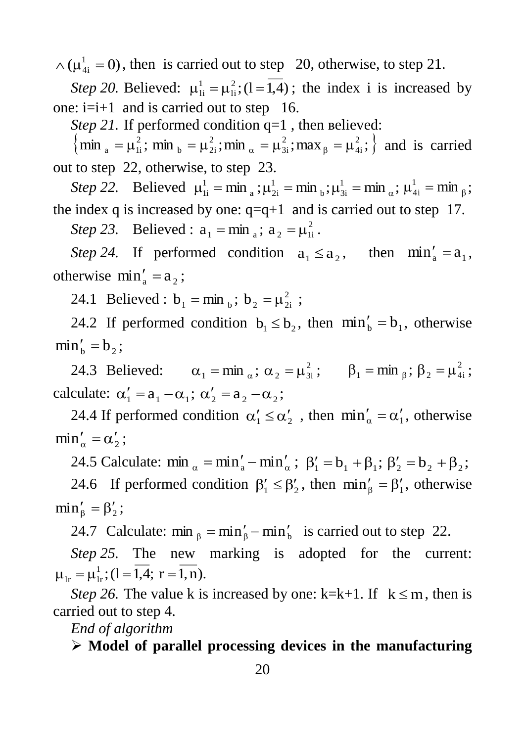$\wedge (\mu^1_{4i} = 0)$, then is carried out to step 20, otherwise, to step 21.

*Step 20.* Believed: $\mu^1_{li} = \mu^2_{li}; (l = \overline{1,4})$; the index i is increased by one: i=i+1 and is carried out to step 16.

*Step 21.* If performed condition q=1 , then вelieved: $\{\min_a = \mu^2_{1i}; \min_b = \mu^2_{2i}; \min_\alpha = \mu^2_{3i}; \max_\beta = \mu^2_{4i};\}$ and is carried out to step 22, otherwise, to step 23.

*Step 22.* Believed $\mu^1_{1i} = \min_a; \mu^1_{2i} = \min_b; \mu^1_{3i} = \min_\alpha; \mu^1_{4i} = \min_\beta$; the index q is increased by one: q=q+1 and is carried out to step 17.

*Step 23.* Believed : $a_1 = \min_a$; $a_2 = \mu^2_{1i}$.

*Step 24.* If performed condition $a_1 \le a_2$, then $\min'_a = a_1$, otherwise $\min'_a = a_2$;

24.1 Believed : $b_1 = \min_b$; $b_2 = \mu^2_{2i}$ ;

24.2 If performed condition $b_1 \le b_2$, then $\min'_b = b_1$, otherwise $\min'_b = b_2$;

24.3 Believed: $\alpha_1 = \min_\alpha$; $\alpha_2 = \mu^2_{3i}$; $\beta_1 = \min_\beta$; $\beta_2 = \mu^2_{4i}$; calculate: $\alpha'_1 = a_1 - \alpha_1$; $\alpha'_2 = a_2 - \alpha_2$;

24.4 If performed condition $\alpha'_1 \le \alpha'_2$ , then $\min'_\alpha = \alpha'_1$, otherwise $\min'_\alpha = \alpha'_2$;

24.5 Calculate: $\min_\alpha = \min'_a - \min'_\alpha$; $\beta'_1 = b_1 + \beta_1$; $\beta'_2 = b_2 + \beta_2$;

24.6 If performed condition $\beta'_1 \le \beta'_2$, then $\min'_\beta = \beta'_1$, otherwise $\min'_\beta = \beta'_2$;

24.7 Calculate: $\min_\beta = \min'_\beta - \min'_b$ is carried out to step 22.

*Step 25.* The new marking is adopted for the current: $\mu_{lr} = \mu^1_{lr}; (l = \overline{1,4};\ r = \overline{1,n})$.

*Step 26.* The value k is increased by one: k=k+1. If $k \le m$, then is carried out to step 4.

*End of algorithm*

➢ **Model of parallel processing devices in the manufacturing**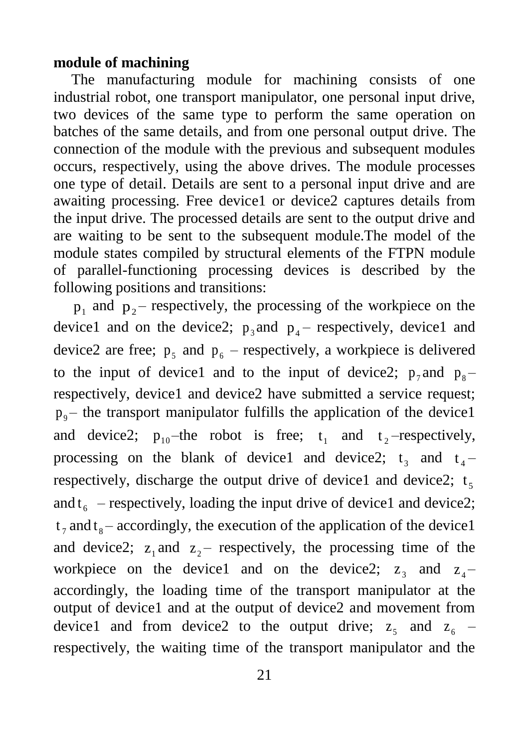**module of machining**

The manufacturing module for machining consists of one industrial robot, one transport manipulator, one personal input drive, two devices of the same type to perform the same operation on batches of the same details, and from one personal output drive. The connection of the module with the previous and subsequent modules occurs, respectively, using the above drives. The module processes one type of detail. Details are sent to a personal input drive and are awaiting processing. Free device1 or device2 captures details from the input drive. The processed details are sent to the output drive and are waiting to be sent to the subsequent module.The model of the module states compiled by structural elements of the FTPN module of parallel-functioning processing devices is described by the following positions and transitions:

$p_1$ and $p_2$ – respectively, the processing of the workpiece on the device1 and on the device2; $p_3$ and $p_4$ – respectively, device1 and device2 are free; $p_5$ and $p_6$ – respectively, a workpiece is delivered to the input of device1 and to the input of device2; $p_7$ and $p_8$ – respectively, device1 and device2 have submitted a service request; $p_9$ – the transport manipulator fulfills the application of the device1 and device2; $p_{10}$ –the robot is free; $t_1$ and $t_2$ –respectively, processing on the blank of device1 and device2; $t_3$ and $t_4$ – respectively, discharge the output drive of device1 and device2; $t_5$ and $t_6$ – respectively, loading the input drive of device1 and device2; $t_7$ and $t_8$ – accordingly, the execution of the application of the device1 and device2; $z_1$ and $z_2$ – respectively, the processing time of the workpiece on the device1 and on the device2; $z_3$ and $z_4$ – accordingly, the loading time of the transport manipulator at the output of device1 and at the output of device2 and movement from device1 and from device2 to the output drive; $z_5$ and $z_6$ – respectively, the waiting time of the transport manipulator and the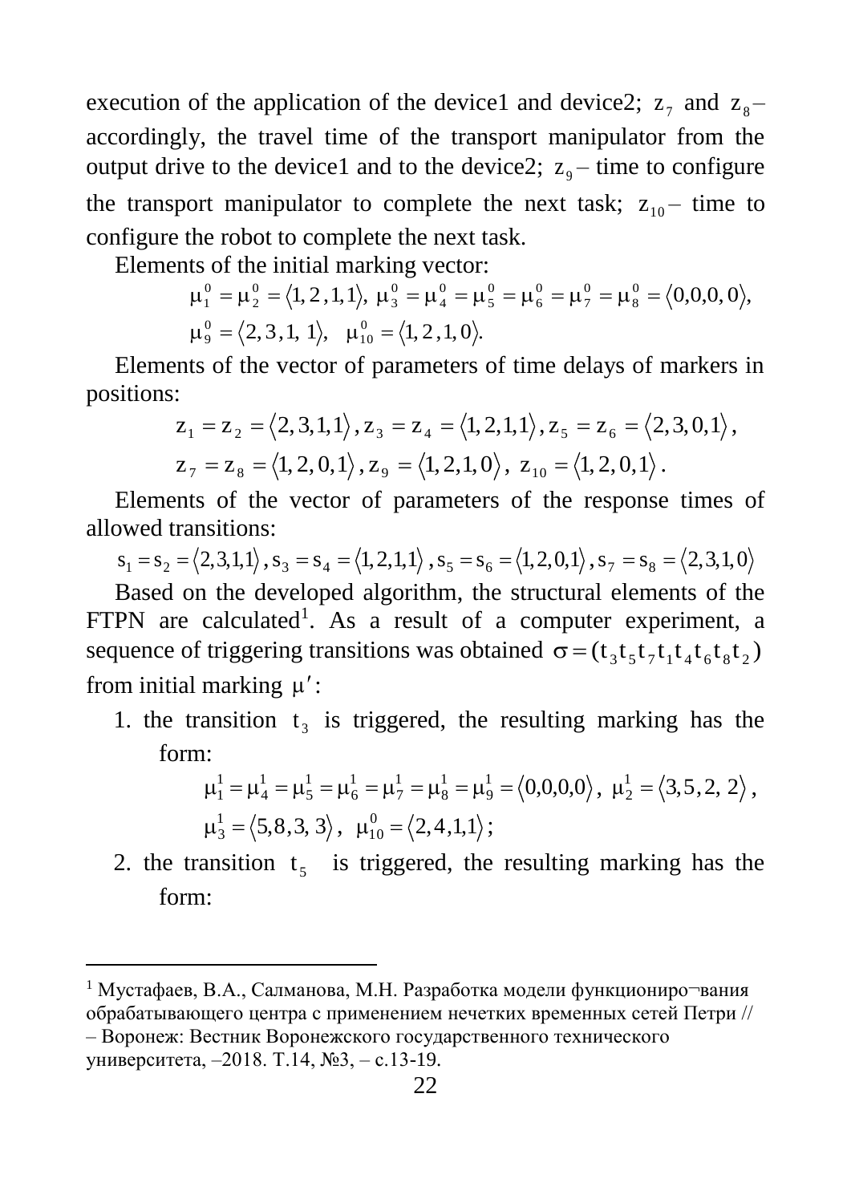execution of the application of the device1 and device2; $z_7$ and $z_8$ – accordingly, the travel time of the transport manipulator from the output drive to the device1 and to the device2; $z_9$ – time to configure the transport manipulator to complete the next task; $z_{10}$ – time to configure the robot to complete the next task.

Elements of the initial marking vector:

$$\mu_1^0 = \mu_2^0 = \langle 1, 2, 1, 1 \rangle,\ \mu_3^0 = \mu_4^0 = \mu_5^0 = \mu_6^0 = \mu_7^0 = \mu_8^0 = \langle 0,0,0,0 \rangle,$$
$$\mu_9^0 = \langle 2, 3, 1, 1 \rangle,\quad \mu_{10}^0 = \langle 1, 2, 1, 0 \rangle.$$

Elements of the vector of parameters of time delays of markers in positions:

$$z_1 = z_2 = \langle 2, 3, 1, 1 \rangle, z_3 = z_4 = \langle 1, 2, 1, 1 \rangle, z_5 = z_6 = \langle 2, 3, 0, 1 \rangle,$$
$$z_7 = z_8 = \langle 1, 2, 0, 1 \rangle, z_9 = \langle 1, 2, 1, 0 \rangle,\ z_{10} = \langle 1, 2, 0, 1 \rangle.$$

Elements of the vector of parameters of the response times of allowed transitions:

$$s_1 = s_2 = \langle 2,3,1,1 \rangle, s_3 = s_4 = \langle 1,2,1,1 \rangle, s_5 = s_6 = \langle 1,2,0,1 \rangle, s_7 = s_8 = \langle 2,3,1,0 \rangle$$

Based on the developed algorithm, the structural elements of the FTPN are calculated[1]. As a result of a computer experiment, a sequence of triggering transitions was obtained $\sigma = (t_3 t_5 t_7 t_1 t_4 t_6 t_8 t_2)$ from initial marking $\mu'$:

1. the transition $t_3$ is triggered, the resulting marking has the form:

$$\mu_1^1 = \mu_4^1 = \mu_5^1 = \mu_6^1 = \mu_7^1 = \mu_8^1 = \mu_9^1 = \langle 0,0,0,0 \rangle,\ \mu_2^1 = \langle 3,5,2,2 \rangle,$$
$$\mu_3^1 = \langle 5,8,3,3 \rangle,\ \mu_{10}^0 = \langle 2,4,1,1 \rangle;$$

2. the transition $t_5$ is triggered, the resulting marking has the form:

---

[1] Мустафаев, В.А., Салманова, М.Н. Разработка модели функциониро¬вания обрабатывающего центра с применением нечетких временных сетей Петри // – Воронеж: Вестник Воронежского государственного технического университета, –2018. Т.14, №3, – с.13-19.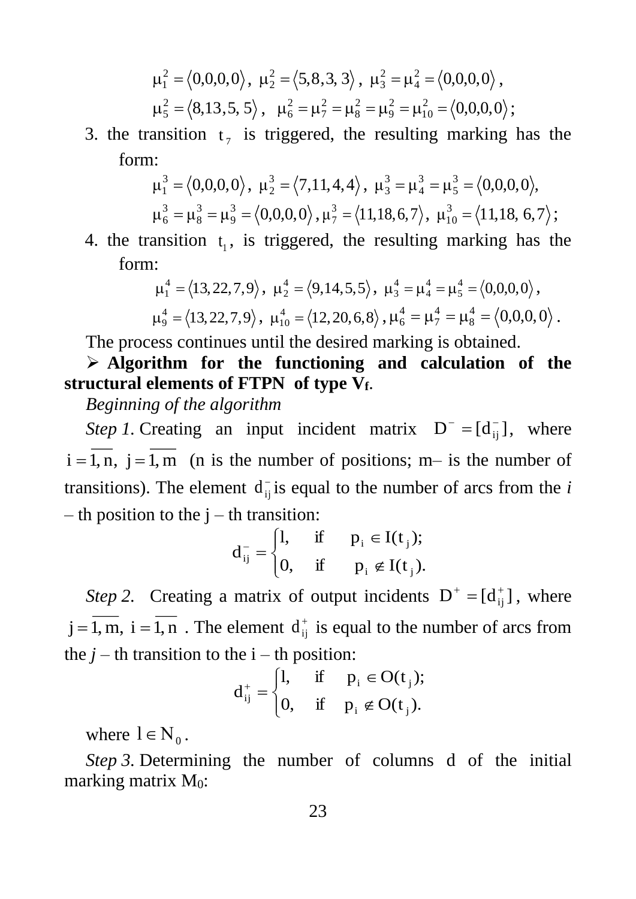$$\mu_1^2 = \langle 0,0,0,0 \rangle,\ \mu_2^2 = \langle 5,8,3,3 \rangle,\ \mu_3^2 = \mu_4^2 = \langle 0,0,0,0 \rangle,$$

$$\mu_5^2 = \langle 8,13,5,5 \rangle,\ \ \mu_6^2 = \mu_7^2 = \mu_8^2 = \mu_9^2 = \mu_{10}^2 = \langle 0,0,0,0 \rangle;$$

3. the transition $t_7$ is triggered, the resulting marking has the form:

$$\mu_1^3 = \langle 0,0,0,0 \rangle,\ \mu_2^3 = \langle 7,11,4,4 \rangle,\ \mu_3^3 = \mu_4^3 = \mu_5^3 = \langle 0,0,0,0 \rangle,$$

$$\mu_6^3 = \mu_8^3 = \mu_9^3 = \langle 0,0,0,0 \rangle, \mu_7^3 = \langle 11,18,6,7 \rangle,\ \mu_{10}^3 = \langle 11,18,6,7 \rangle;$$

4. the transition $t_1$, is triggered, the resulting marking has the form:

$$\mu_1^4 = \langle 13,22,7,9 \rangle,\ \mu_2^4 = \langle 9,14,5,5 \rangle,\ \mu_3^4 = \mu_4^4 = \mu_5^4 = \langle 0,0,0,0 \rangle,$$

$$\mu_9^4 = \langle 13,22,7,9 \rangle,\ \mu_{10}^4 = \langle 12,20,6,8 \rangle, \mu_6^4 = \mu_7^4 = \mu_8^4 = \langle 0,0,0,0 \rangle.$$

The process continues until the desired marking is obtained.

➢ **Algorithm for the functioning and calculation of the structural elements of FTPN of type V$_f$.**

*Beginning of the algorithm*

*Step 1.* Creating an input incident matrix $D^- = [d_{ij}^-]$, where $i = \overline{1,n},\ j = \overline{1,m}$ (n is the number of positions; m– is the number of transitions). The element $d_{ij}^-$ is equal to the number of arcs from the *i* – th position to the j – th transition:

$$d_{ij}^- = \begin{cases} l, & \text{if} \quad p_i \in I(t_j); \\ 0, & \text{if} \quad p_i \notin I(t_j). \end{cases}$$

*Step 2.* Creating a matrix of output incidents $D^+ = [d_{ij}^+]$, where $j = \overline{1,m},\ i = \overline{1,n}$ . The element $d_{ij}^+$ is equal to the number of arcs from the *j* – th transition to the i – th position:

$$d_{ij}^+ = \begin{cases} l, & \text{if} \quad p_i \in O(t_j); \\ 0, & \text{if} \quad p_i \notin O(t_j). \end{cases}$$

where $l \in N_0$.

*Step 3.* Determining the number of columns d of the initial marking matrix M$_0$: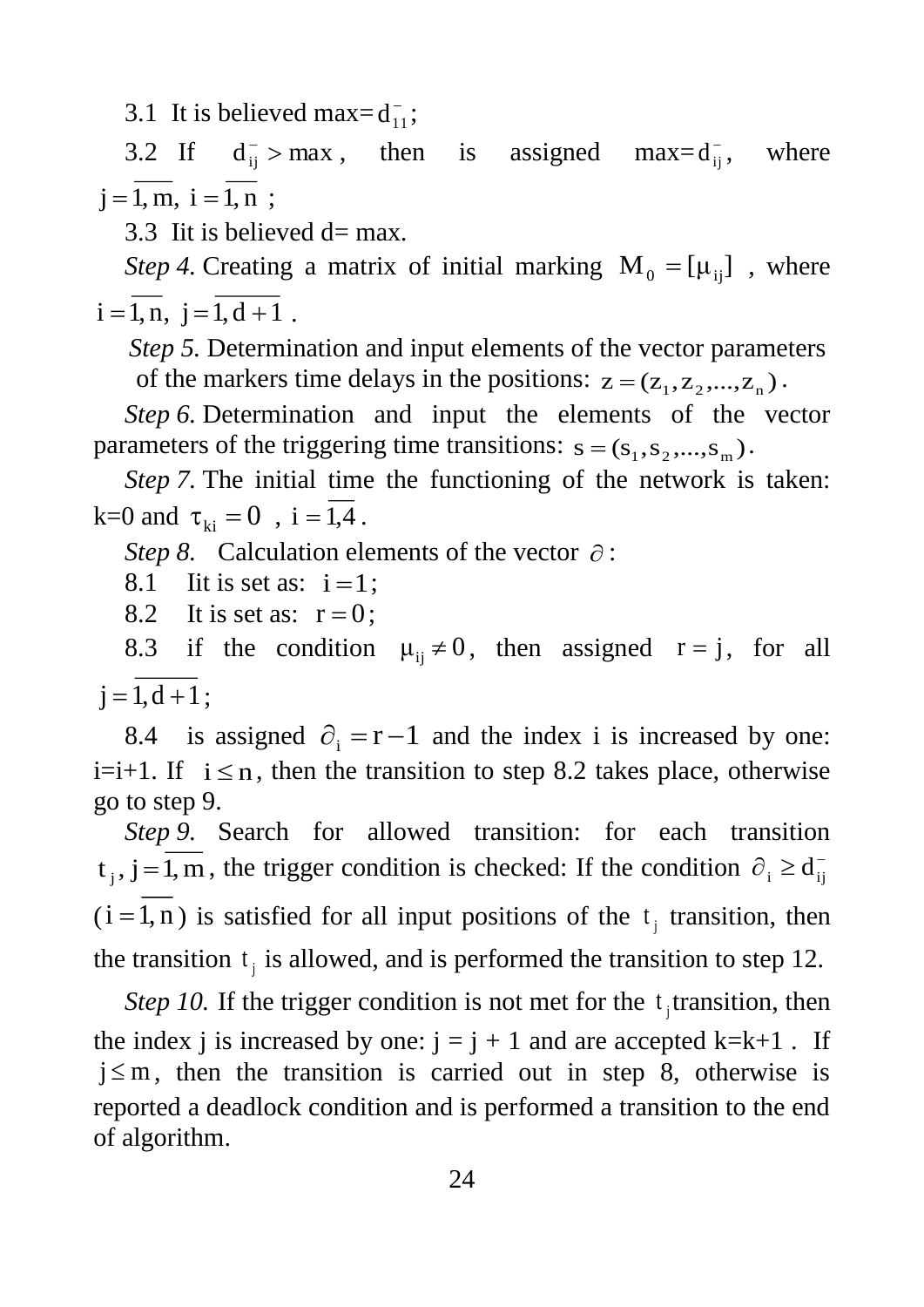3.1 It is believed max= $d_{11}^{-}$;

3.2 If $d_{ij}^{-} > \max$, then is assigned max= $d_{ij}^{-}$, where $j = \overline{1, m},\ i = \overline{1, n}$ ;

3.3 Iit is believed d= max.

*Step 4.* Creating a matrix of initial marking $M_0 = [\mu_{ij}]$ , where $i = \overline{1, n},\ j = \overline{1, d+1}$ .

*Step 5.* Determination and input elements of the vector parameters of the markers time delays in the positions: $z = (z_1, z_2, ..., z_n)$.

*Step 6.* Determination and input the elements of the vector parameters of the triggering time transitions: $s = (s_1, s_2, ..., s_m)$.

*Step 7.* The initial time the functioning of the network is taken: k=0 and $\tau_{ki} = 0$ , $i = \overline{1,4}$.

*Step 8.* Calculation elements of the vector $\partial$:

8.1 Iit is set as: $i = 1$;

8.2 It is set as: $r = 0$;

8.3 if the condition $\mu_{ij} \neq 0$, then assigned $r = j$, for all $j = \overline{1, d+1}$;

8.4 is assigned $\partial_i = r - 1$ and the index i is increased by one: i=i+1. If $i \leq n$, then the transition to step 8.2 takes place, otherwise go to step 9.

*Step 9.* Search for allowed transition: for each transition $t_j, j = \overline{1, m}$, the trigger condition is checked: If the condition $\partial_i \geq d_{ij}^{-}$ ($i = \overline{1, n}$) is satisfied for all input positions of the $t_j$ transition, then the transition $t_j$ is allowed, and is performed the transition to step 12.

*Step 10.* If the trigger condition is not met for the $t_j$ transition, then the index j is increased by one: j = j + 1 and are accepted k=k+1 . If $j \leq m$, then the transition is carried out in step 8, otherwise is reported a deadlock condition and is performed a transition to the end of algorithm.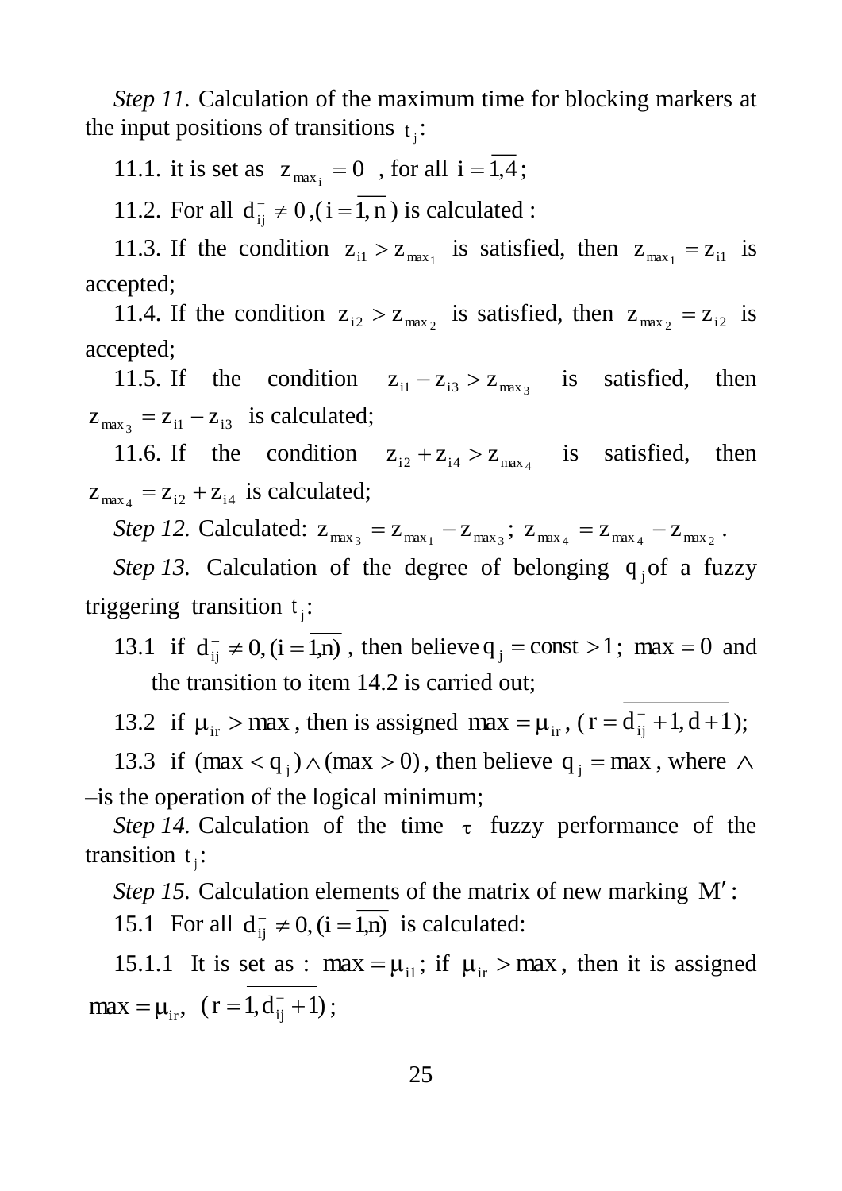*Step 11.* Calculation of the maximum time for blocking markers at the input positions of transitions $t_j$:

11.1. it is set as $z_{\max_i} = 0$ , for all $i = \overline{1,4}$;

11.2. For all $d_{ij}^- \neq 0, (i = \overline{1,n})$ is calculated :

11.3. If the condition $z_{i1} > z_{\max_1}$ is satisfied, then $z_{\max_1} = z_{i1}$ is accepted;

11.4. If the condition $z_{i2} > z_{\max_2}$ is satisfied, then $z_{\max_2} = z_{i2}$ is accepted;

11.5. If the condition $z_{i1} - z_{i3} > z_{\max_3}$ is satisfied, then $z_{\max_3} = z_{i1} - z_{i3}$ is calculated;

11.6. If the condition $z_{i2} + z_{i4} > z_{\max_4}$ is satisfied, then $z_{\max_4} = z_{i2} + z_{i4}$ is calculated;

*Step 12.* Calculated: $z_{\max_3} = z_{\max_1} - z_{\max_3}$; $z_{\max_4} = z_{\max_4} - z_{\max_2}$.

*Step 13.* Calculation of the degree of belonging $q_j$ of a fuzzy triggering transition $t_j$:

13.1 if $d_{ij}^- \neq 0, (i = \overline{1,n})$, then believe $q_j = \text{const} > 1$; $\max = 0$ and the transition to item 14.2 is carried out;

13.2 if $\mu_{ir} > \max$, then is assigned $\max = \mu_{ir}$, $(r = \overline{d_{ij}^- + 1, d + 1})$;

13.3 if $(\max < q_j) \wedge (\max > 0)$, then believe $q_j = \max$, where $\wedge$ –is the operation of the logical minimum;

*Step 14.* Calculation of the time $\tau$ fuzzy performance of the transition $t_j$:

*Step 15.* Calculation elements of the matrix of new marking $M'$:

15.1 For all $d_{ij}^- \neq 0, (i = \overline{1,n})$ is calculated:

15.1.1 It is set as : $\max = \mu_{i1}$; if $\mu_{ir} > \max$, then it is assigned $\max = \mu_{ir}$, $(r = \overline{1, d_{ij}^- + 1})$;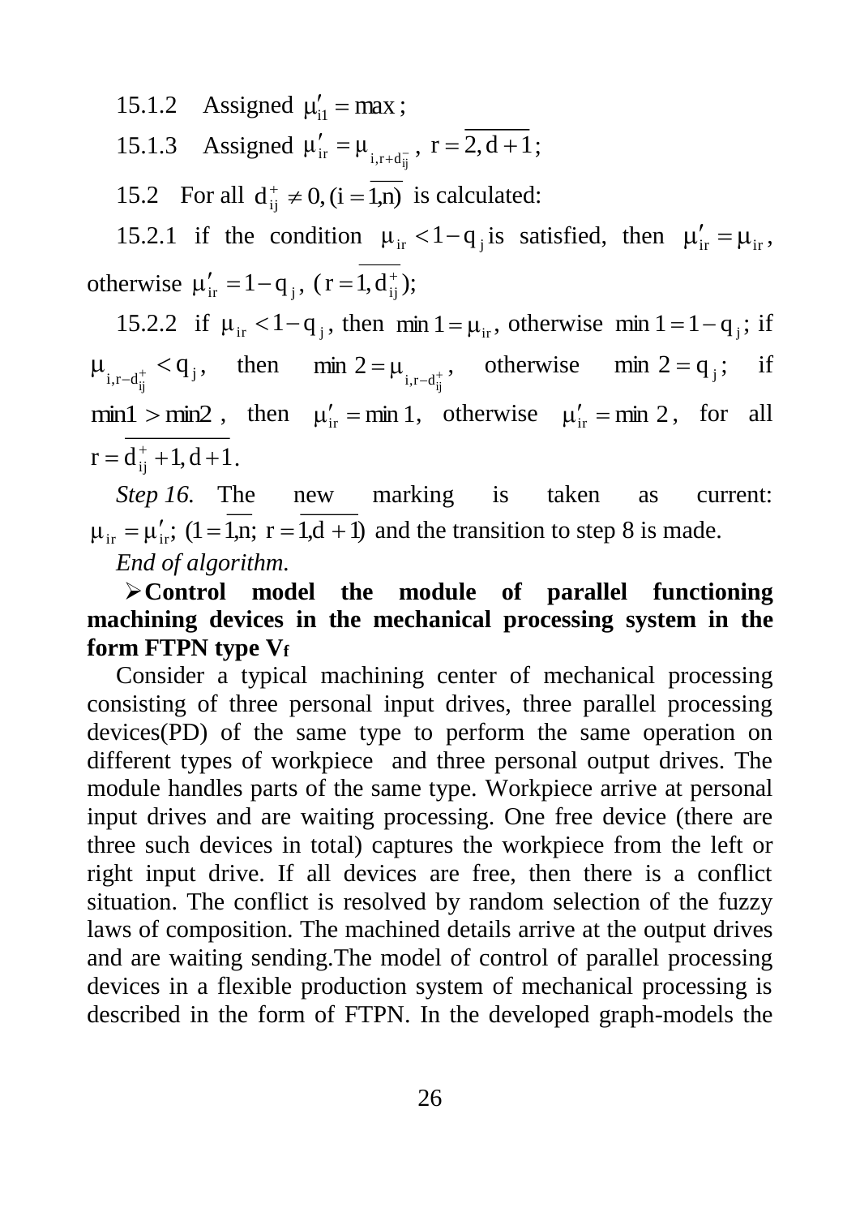15.1.2 Assigned $\mu'_{i1} = \max$;

15.1.3 Assigned $\mu'_{ir} = \mu_{i,r+d^-_{ij}}$, $r = \overline{2, d+1}$;

15.2 For all $d^+_{ij} \neq 0, (i = \overline{1,n})$ is calculated:

15.2.1 if the condition $\mu_{ir} < 1 - q_j$ is satisfied, then $\mu'_{ir} = \mu_{ir}$, otherwise $\mu'_{ir} = 1 - q_j$, $(r = \overline{1, d^+_{ij}})$;

15.2.2 if $\mu_{ir} < 1 - q_j$, then $\min 1 = \mu_{ir}$, otherwise $\min 1 = 1 - q_j$; if $\mu_{i,r-d^+_{ij}} < q_j$, then $\min 2 = \mu_{i,r-d^+_{ij}}$, otherwise $\min 2 = q_j$; if $\min 1 > \min 2$, then $\mu'_{ir} = \min 1$, otherwise $\mu'_{ir} = \min 2$, for all $r = \overline{d^+_{ij} + 1, d+1}$.

*Step 16.* The new marking is taken as current: $\mu_{ir} = \mu'_{ir}$; $(1 = \overline{1,n};\ r = \overline{1,d+1})$ and the transition to step 8 is made.

*End of algorithm.*

- **Control model the module of parallel functioning machining devices in the mechanical processing system in the form FTPN type $V_f$**

Consider a typical machining center of mechanical processing consisting of three personal input drives, three parallel processing devices(PD) of the same type to perform the same operation on different types of workpiece and three personal output drives. The module handles parts of the same type. Workpiece arrive at personal input drives and are waiting processing. One free device (there are three such devices in total) captures the workpiece from the left or right input drive. If all devices are free, then there is a conflict situation. The conflict is resolved by random selection of the fuzzy laws of composition. The machined details arrive at the output drives and are waiting sending.The model of control of parallel processing devices in a flexible production system of mechanical processing is described in the form of FTPN. In the developed graph-models the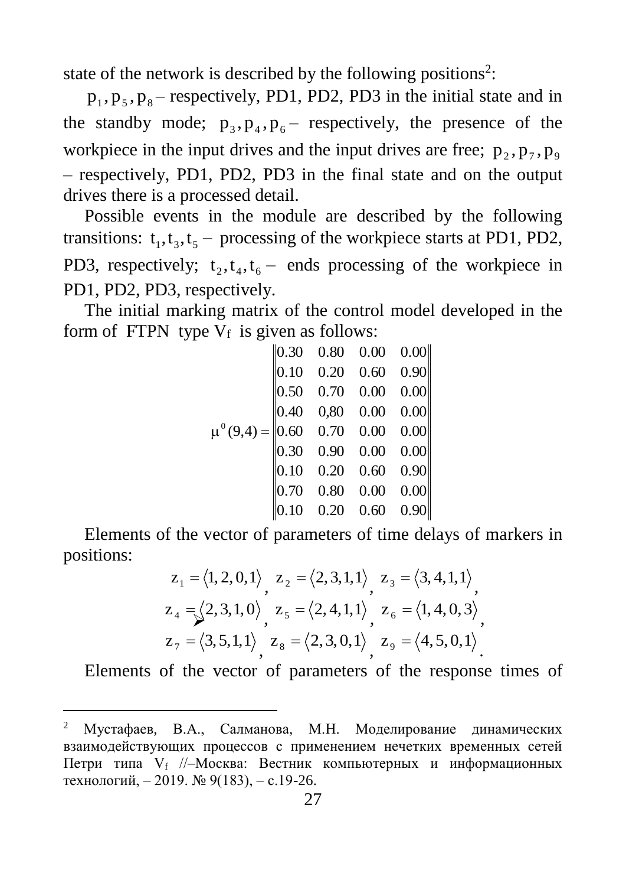state of the network is described by the following positions[2]:

$p_1, p_5, p_8$ – respectively, PD1, PD2, PD3 in the initial state and in the standby mode; $p_3, p_4, p_6$ – respectively, the presence of the workpiece in the input drives and the input drives are free; $p_2, p_7, p_9$ – respectively, PD1, PD2, PD3 in the final state and on the output drives there is a processed detail.

Possible events in the module are described by the following transitions: $t_1, t_3, t_5$ – processing of the workpiece starts at PD1, PD2, PD3, respectively; $t_2, t_4, t_6$ – ends processing of the workpiece in PD1, PD2, PD3, respectively.

The initial marking matrix of the control model developed in the form of FTPN type $V_f$ is given as follows:

$$\mu^0(9,4) = \begin{Vmatrix} 0.30 & 0.80 & 0.00 & 0.00 \\ 0.10 & 0.20 & 0.60 & 0.90 \\ 0.50 & 0.70 & 0.00 & 0.00 \\ 0.40 & 0{,}80 & 0.00 & 0.00 \\ 0.60 & 0.70 & 0.00 & 0.00 \\ 0.30 & 0.90 & 0.00 & 0.00 \\ 0.10 & 0.20 & 0.60 & 0.90 \\ 0.70 & 0.80 & 0.00 & 0.00 \\ 0.10 & 0.20 & 0.60 & 0.90 \end{Vmatrix}$$

Elements of the vector of parameters of time delays of markers in positions:

$$z_1 = \langle 1, 2, 0, 1 \rangle, \; z_2 = \langle 2, 3, 1, 1 \rangle, \; z_3 = \langle 3, 4, 1, 1 \rangle,$$
$$z_4 = \langle 2, 3, 1, 0 \rangle, \; z_5 = \langle 2, 4, 1, 1 \rangle, \; z_6 = \langle 1, 4, 0, 3 \rangle,$$
$$z_7 = \langle 3, 5, 1, 1 \rangle, \; z_8 = \langle 2, 3, 0, 1 \rangle, \; z_9 = \langle 4, 5, 0, 1 \rangle.$$

Elements of the vector of parameters of the response times of

---

[2] Мустафаев, В.А., Салманова, М.Н. Моделирование динамических взаимодействующих процессов с применением нечетких временных сетей Петри типа $V_f$ //–Москва: Вестник компьютерных и информационных технологий, – 2019. № 9(183), – с.19-26.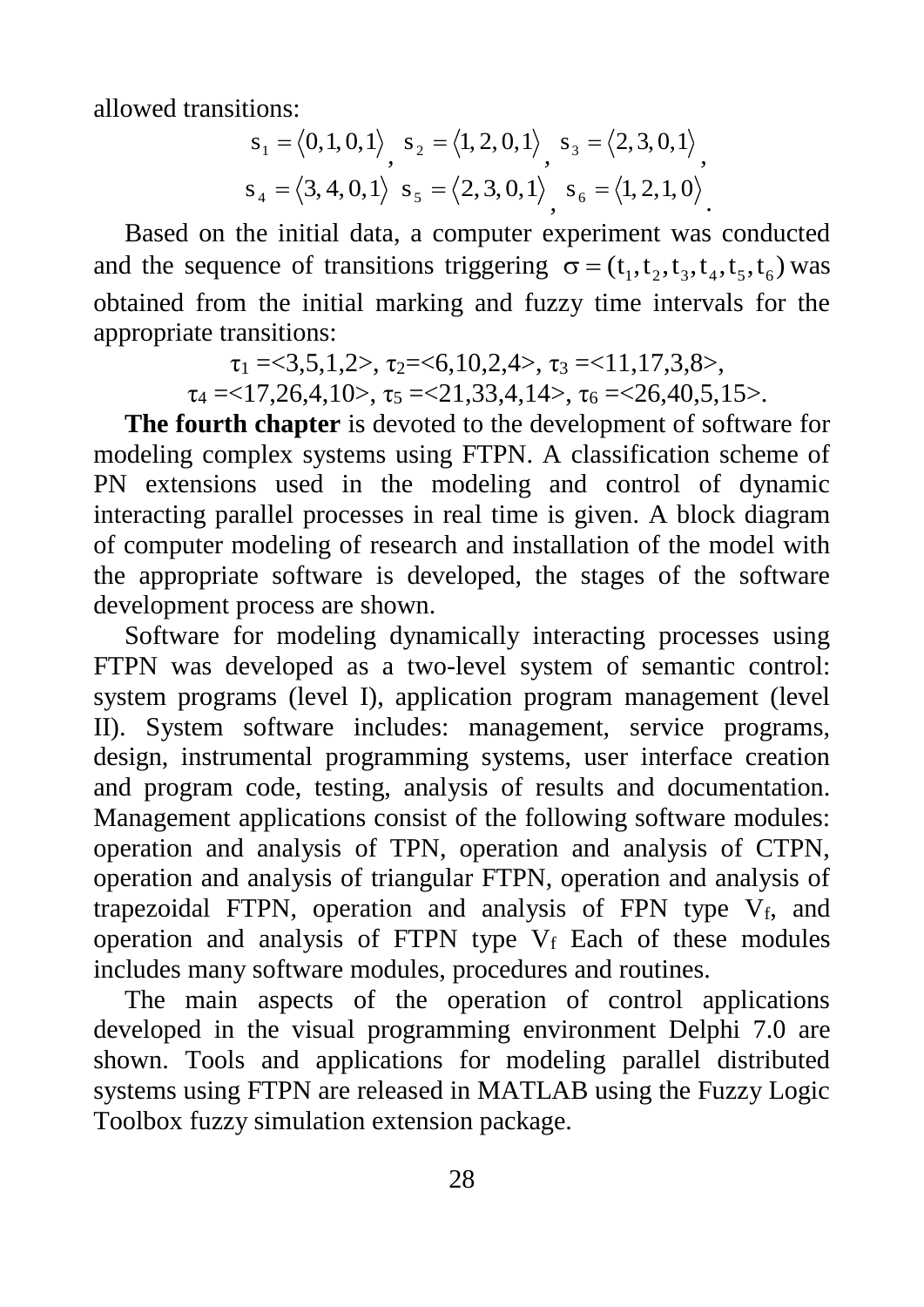allowed transitions:

$$s_1 = \langle 0,1,0,1\rangle,\ s_2 = \langle 1,2,0,1\rangle,\ s_3 = \langle 2,3,0,1\rangle,$$
$$s_4 = \langle 3,4,0,1\rangle\ s_5 = \langle 2,3,0,1\rangle,\ s_6 = \langle 1,2,1,0\rangle.$$

Based on the initial data, a computer experiment was conducted and the sequence of transitions triggering $\sigma = (t_1, t_2, t_3, t_4, t_5, t_6)$ was obtained from the initial marking and fuzzy time intervals for the appropriate transitions:

$$\tau_1 = <3,5,1,2>,\ \tau_2 = <6,10,2,4>,\ \tau_3 = <11,17,3,8>,$$
$$\tau_4 = <17,26,4,10>,\ \tau_5 = <21,33,4,14>,\ \tau_6 = <26,40,5,15>.$$

**The fourth chapter** is devoted to the development of software for modeling complex systems using FTPN. A classification scheme of PN extensions used in the modeling and control of dynamic interacting parallel processes in real time is given. A block diagram of computer modeling of research and installation of the model with the appropriate software is developed, the stages of the software development process are shown.

Software for modeling dynamically interacting processes using FTPN was developed as a two-level system of semantic control: system programs (level I), application program management (level II). System software includes: management, service programs, design, instrumental programming systems, user interface creation and program code, testing, analysis of results and documentation. Management applications consist of the following software modules: operation and analysis of TPN, operation and analysis of CTPN, operation and analysis of triangular FTPN, operation and analysis of trapezoidal FTPN, operation and analysis of FPN type $V_f$, and operation and analysis of FTPN type $V_f$ Each of these modules includes many software modules, procedures and routines.

The main aspects of the operation of control applications developed in the visual programming environment Delphi 7.0 are shown. Tools and applications for modeling parallel distributed systems using FTPN are released in MATLAB using the Fuzzy Logic Toolbox fuzzy simulation extension package.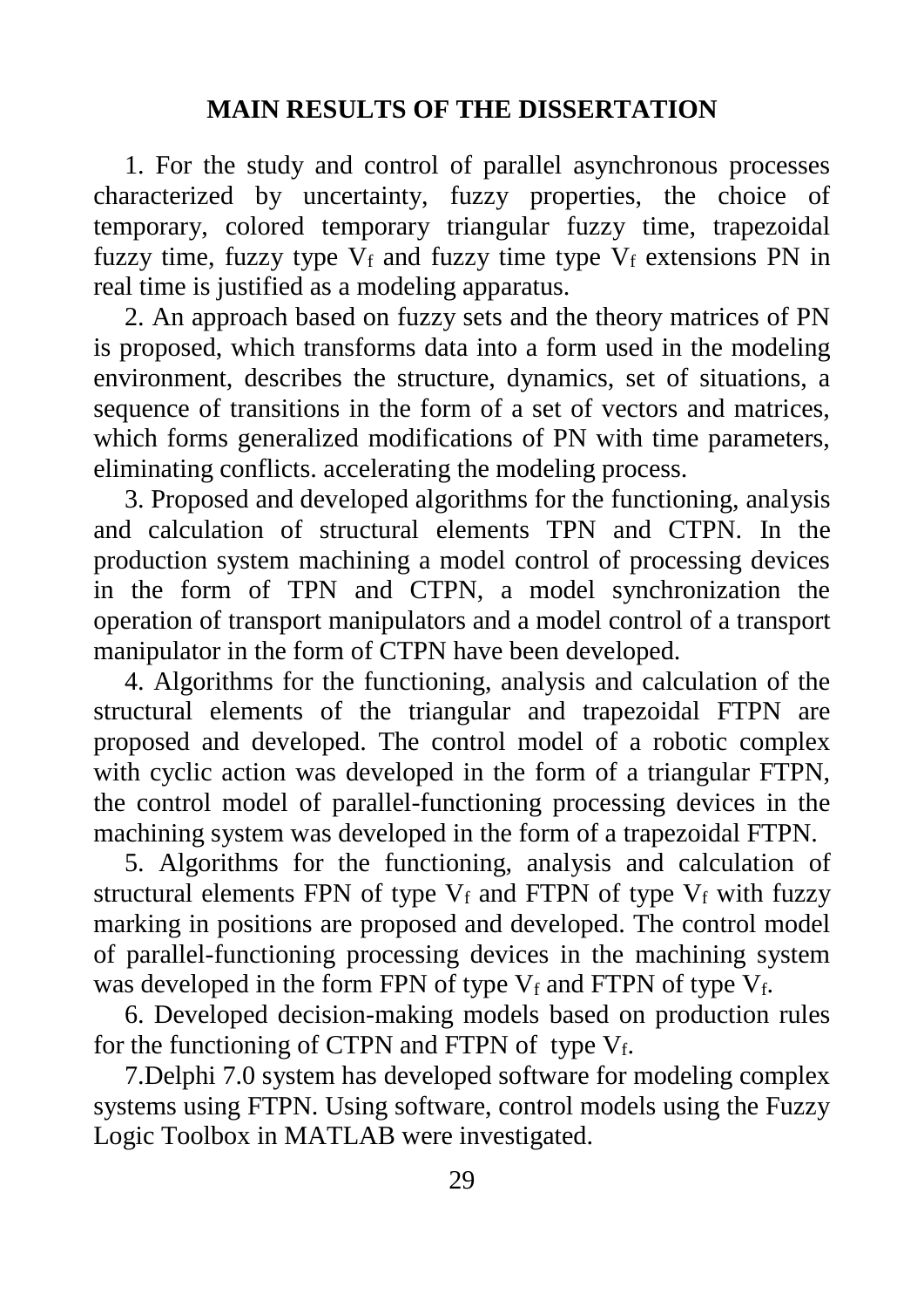## MAIN RESULTS OF THE DISSERTATION

1. For the study and control of parallel asynchronous processes characterized by uncertainty, fuzzy properties, the choice of temporary, colored temporary triangular fuzzy time, trapezoidal fuzzy time, fuzzy type $V_f$ and fuzzy time type $V_f$ extensions PN in real time is justified as a modeling apparatus.

2. An approach based on fuzzy sets and the theory matrices of PN is proposed, which transforms data into a form used in the modeling environment, describes the structure, dynamics, set of situations, a sequence of transitions in the form of a set of vectors and matrices, which forms generalized modifications of PN with time parameters, eliminating conflicts. accelerating the modeling process.

3. Proposed and developed algorithms for the functioning, analysis and calculation of structural elements TPN and CTPN. In the production system machining a model control of processing devices in the form of TPN and CTPN, a model synchronization the operation of transport manipulators and a model control of a transport manipulator in the form of CTPN have been developed.

4. Algorithms for the functioning, analysis and calculation of the structural elements of the triangular and trapezoidal FTPN are proposed and developed. The control model of a robotic complex with cyclic action was developed in the form of a triangular FTPN, the control model of parallel-functioning processing devices in the machining system was developed in the form of a trapezoidal FTPN.

5. Algorithms for the functioning, analysis and calculation of structural elements FPN of type $V_f$ and FTPN of type $V_f$ with fuzzy marking in positions are proposed and developed. The control model of parallel-functioning processing devices in the machining system was developed in the form FPN of type $V_f$ and FTPN of type $V_f$.

6. Developed decision-making models based on production rules for the functioning of CTPN and FTPN of type $V_f$.

7.Delphi 7.0 system has developed software for modeling complex systems using FTPN. Using software, control models using the Fuzzy Logic Toolbox in MATLAB were investigated.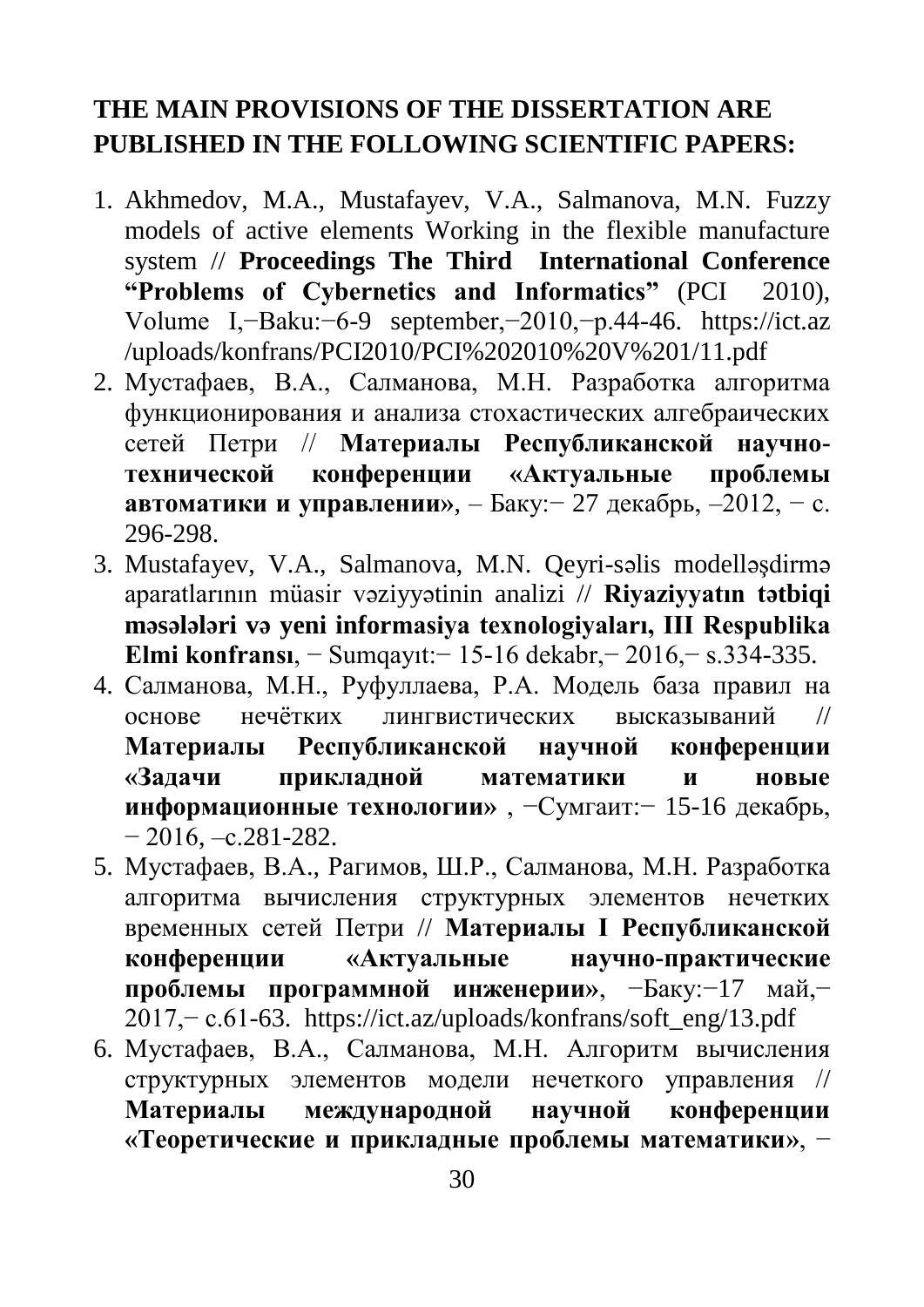## THE MAIN PROVISIONS OF THE DISSERTATION ARE PUBLISHED IN THE FOLLOWING SCIENTIFIC PAPERS:

1. Akhmedov, M.A., Mustafayev, V.A., Salmanova, M.N. Fuzzy models of active elements Working in the flexible manufacture system // **Proceedings The Third International Conference "Problems of Cybernetics and Informatics"** (PCI 2010), Volume I,−Baku:−6-9 september,−2010,−p.44-46. https://ict.az /uploads/konfrans/PCI2010/PCI%202010%20V%201/11.pdf
2. Мустафаев, В.А., Салманова, М.Н. Разработка алгоритма функционирования и анализа стохастических алгебраических сетей Петри // **Материалы Республиканской научно-технической конференции «Актуальные проблемы автоматики и управлении»**, – Баку:− 27 декабрь, –2012, − с. 296-298.
3. Mustafayev, V.A., Salmanova, M.N. Qeyri-səlis modelləşdirmə aparatlarının müasir vəziyyətinin analizi // **Riyaziyyatın tətbiqi məsələləri və yeni informasiya texnologiyaları, III Respublika Elmi konfransı**, − Sumqayıt:− 15-16 dekabr,− 2016,− s.334-335.
4. Салманова, М.Н., Руфуллаева, Р.А. Модель база правил на основе нечётких лингвистических высказываний // **Материалы Республиканской научной конференции «Задачи прикладной математики и новые информационные технологии»** , −Сумгаит:− 15-16 декабрь, − 2016, –с.281-282.
5. Мустафаев, В.А., Рагимов, Ш.Р., Салманова, М.Н. Разработка алгоритма вычисления структурных элементов нечетких временных сетей Петри // **Материалы I Республиканской конференции «Актуальные научно-практические проблемы программной инженерии»**, −Баку:−17 май,− 2017,− с.61-63. https://ict.az/uploads/konfrans/soft_eng/13.pdf
6. Мустафаев, В.А., Салманова, М.Н. Алгоритм вычисления структурных элементов модели нечеткого управления // **Материалы международной научной конференции «Теоретические и прикладные проблемы математики»**, −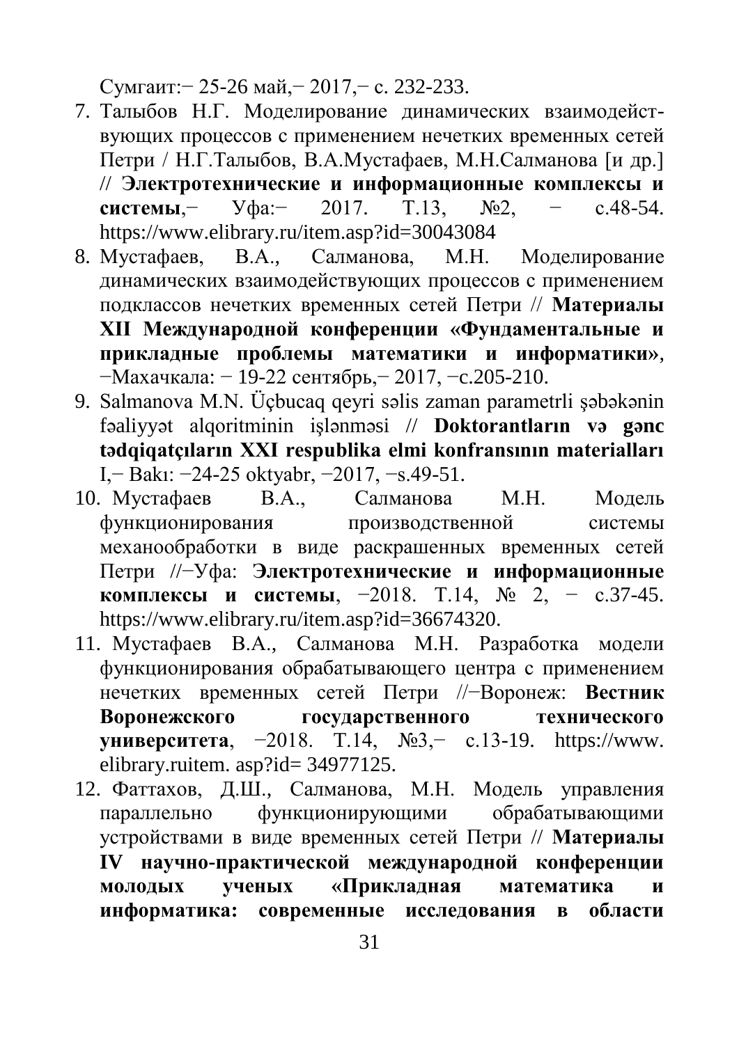Сумгаит:− 25-26 май,− 2017,− с. 232-233.

7. Талыбов Н.Г. Моделирование динамических взаимодействующих процессов с применением нечетких временных сетей Петри / Н.Г.Талыбов, В.А.Мустафаев, М.Н.Салманова [и др.] // **Электротехнические и информационные комплексы и системы**,− Уфа:− 2017. Т.13, №2, − с.48-54. https://www.elibrary.ru/item.asp?id=30043084
8. Мустафаев, В.А., Салманова, М.Н. Моделирование динамических взаимодействующих процессов с применением подклассов нечетких временных сетей Петри // **Материалы XII Международной конференции «Фундаментальные и прикладные проблемы математики и информатики»**, −Махачкала: − 19-22 сентябрь,− 2017, −с.205-210.
9. Salmanova M.N. Üçbucaq qeyri səlis zaman parametrli şəbəkənin fəaliyyət alqoritminin işlənməsi // **Doktorantların və gənc tədqiqatçıların XXI respublika elmi konfransının materialları** I,− Bakı: −24-25 oktyabr, −2017, −s.49-51.
10. Мустафаев В.А., Салманова М.Н. Модель функционирования производственной системы механообработки в виде раскрашенных временных сетей Петри //−Уфа: **Электротехнические и информационные комплексы и системы**, −2018. Т.14, № 2, − с.37-45. https://www.elibrary.ru/item.asp?id=36674320.
11. Мустафаев В.А., Салманова М.Н. Разработка модели функционирования обрабатывающего центра с применением нечетких временных сетей Петри //−Воронеж: **Вестник Воронежского государственного технического университета**, −2018. Т.14, №3,− с.13-19. https://www. elibrary.ruitem. asp?id= 34977125.
12. Фаттахов, Д.Ш., Салманова, М.Н. Модель управления параллельно функционирующими обрабатывающими устройствами в виде временных сетей Петри // **Материалы IV научно-практической международной конференции молодых ученых «Прикладная математика и информатика: современные исследования в области**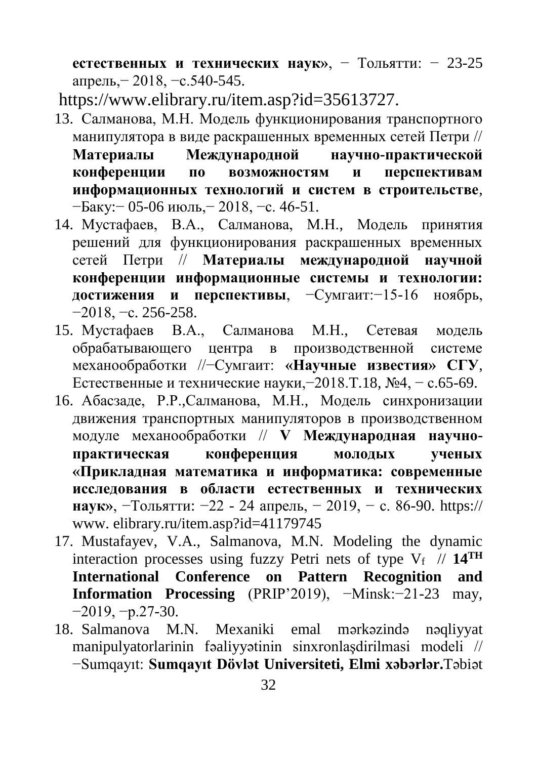**естественных и технических наук»**, − Тольятти: − 23-25 апрель,− 2018, −с.540-545.

https://www.elibrary.ru/item.asp?id=35613727.

13. Салманова, М.Н. Модель функционирования транспортного манипулятора в виде раскрашенных временных сетей Петри // **Материалы Международной научно-практической конференции по возможностям и перспективам информационных технологий и систем в строительстве**, −Баку:− 05-06 июль,− 2018, −с. 46-51.
14. Мустафаев, В.А., Салманова, М.Н., Модель принятия решений для функционирования раскрашенных временных сетей Петри // **Материалы международной научной конференции информационные системы и технологии: достижения и перспективы**, −Сумгаит:−15-16 ноябрь, −2018, −с. 256-258.
15. Мустафаев В.А., Салманова М.Н., Сетевая модель обрабатывающего центра в производственной системе механообработки //−Сумгаит: **«Научные известия» СГУ**, Естественные и технические науки,−2018.Т.18, №4, − с.65-69.
16. Абасзаде, Р.Р.,Салманова, М.Н., Модель синхронизации движения транспортных манипуляторов в производственном модуле механообработки // **V Международная научно-практическая конференция молодых ученых «Прикладная математика и информатика: современные исследования в области естественных и технических наук»**, −Тольятти: −22 - 24 апрель, − 2019, − с. 86-90. https:// www. elibrary.ru/item.asp?id=41179745
17. Mustafayev, V.A., Salmanova, M.N. Modeling the dynamic interaction processes using fuzzy Petri nets of type $V_f$ // **14TH International Conference on Pattern Recognition and Information Processing** (PRIP'2019), −Minsk:−21-23 may, −2019, −p.27-30.
18. Salmanova M.N. Mexaniki emal mərkəzində nəqliyyat manipulyatorlarinin fəaliyyətinin sinxronlaşdirilmasi modeli // −Sumqayıt: **Sumqayıt Dövlət Universiteti, Elmi xəbərlər.**Təbiət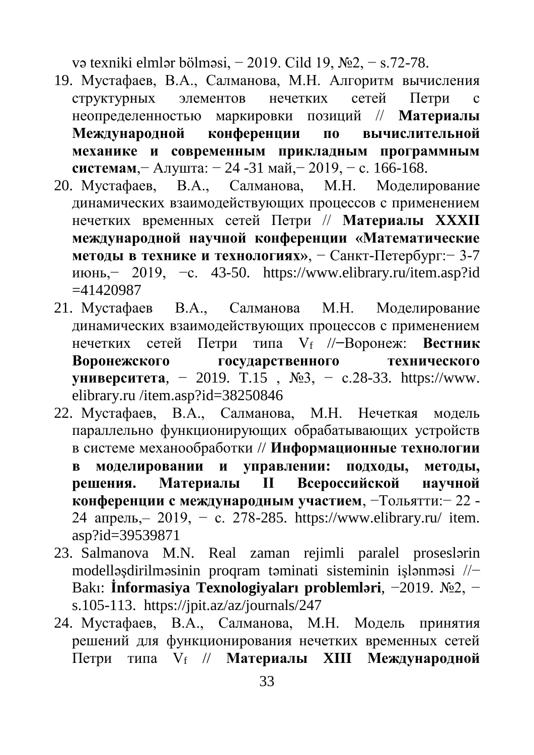və texniki elmlər bölməsi, − 2019. Cild 19, №2, − s.72-78.

19. Мустафаев, В.А., Салманова, М.Н. Алгоритм вычисления структурных элементов нечетких сетей Петри с неопределенностью маркировки позиций // **Материалы Международной конференции по вычислительной механике и современным прикладным программным системам**,− Алушта: − 24 -31 май,− 2019, − с. 166-168.
20. Мустафаев, В.А., Салманова, М.Н. Моделирование динамических взаимодействующих процессов с применением нечетких временных сетей Петри // **Материалы XXXII международной научной конференции «Математические методы в технике и технологиях»**, − Санкт-Петербург:− 3-7 июнь,− 2019, −с. 43-50. https://www.elibrary.ru/item.asp?id =41420987
21. Мустафаев В.А., Салманова М.Н. Моделирование динамических взаимодействующих процессов с применением нечетких сетей Петри типа $V_f$ //−Воронеж: **Вестник Воронежского государственного технического университета**, − 2019. Т.15 , №3, − с.28-33. https://www. elibrary.ru /item.asp?id=38250846
22. Мустафаев, В.А., Салманова, М.Н. Нечеткая модель параллельно функционирующих обрабатывающих устройств в системе механообработки // **Информационные технологии в моделировании и управлении: подходы, методы, решения. Материалы II Всероссийской научной конференции с международным участием**, −Тольятти:− 22 - 24 апрель,– 2019, − с. 278-285. https://www.elibrary.ru/ item. asp?id=39539871
23. Salmanova M.N. Real zaman rejimli paralel proseslərin modelləşdirilməsinin proqram təminati sisteminin işlənməsi //−Bakı: **İnformasiya Texnologiyaları problemləri**, −2019. №2, − s.105-113. https://jpit.az/az/journals/247
24. Мустафаев, В.А., Салманова, М.Н. Модель принятия решений для функционирования нечетких временных сетей Петри типа $V_f$ // **Материалы XIII Международной**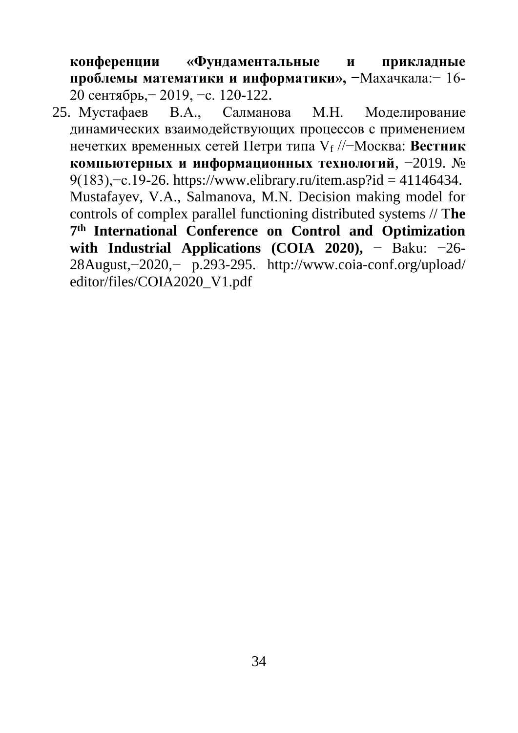**конференции «Фундаментальные и прикладные проблемы математики и информатики»,** −Махачкала:− 16-20 сентябрь,− 2019, −с. 120-122.

25. Мустафаев В.А., Салманова М.Н. Моделирование динамических взаимодействующих процессов с применением нечетких временных сетей Петри типа $V_f$ //−Москва: **Вестник компьютерных и информационных технологий**, −2019. № 9(183),−с.19-26. https://www.elibrary.ru/item.asp?id = 41146434.
    Mustafayev, V.A., Salmanova, M.N. Decision making model for controls of complex parallel functioning distributed systems // T**he 7th International Conference on Control and Optimization with Industrial Applications (COIA 2020),** − Baku: −26-28August,−2020,− p.293-295. http://www.coia-conf.org/upload/editor/files/COIA2020_V1.pdf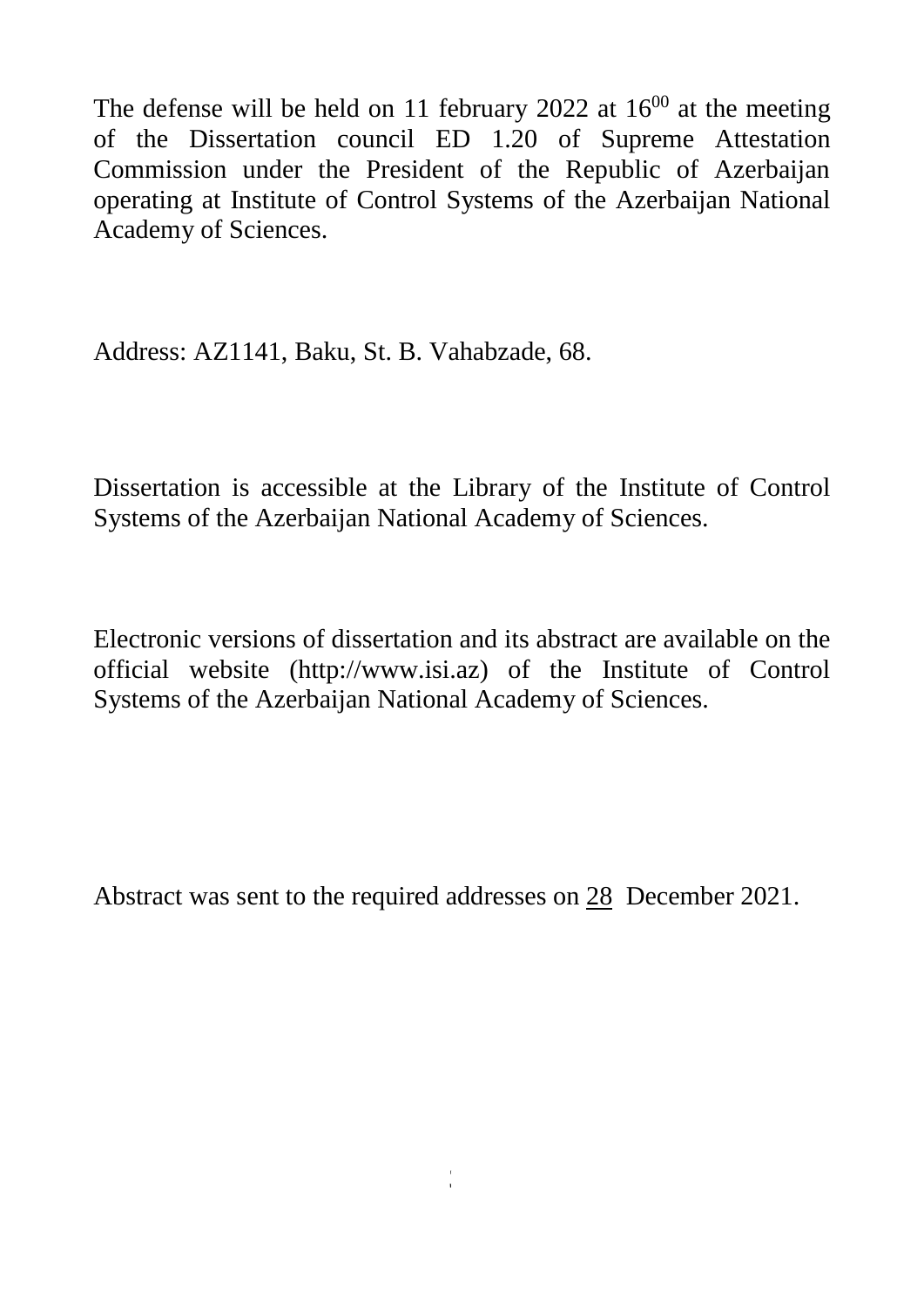The defense will be held on 11 february 2022 at $16^{00}$ at the meeting of the Dissertation council ED 1.20 of Supreme Attestation Commission under the President of the Republic of Azerbaijan operating at Institute of Control Systems of the Azerbaijan National Academy of Sciences.

Address: AZ1141, Baku, St. B. Vahabzade, 68.

Dissertation is accessible at the Library of the Institute of Control Systems of the Azerbaijan National Academy of Sciences.

Electronic versions of dissertation and its abstract are available on the official website (http://www.isi.az) of the Institute of Control Systems of the Azerbaijan National Academy of Sciences.

Abstract was sent to the required addresses on 28 December 2021.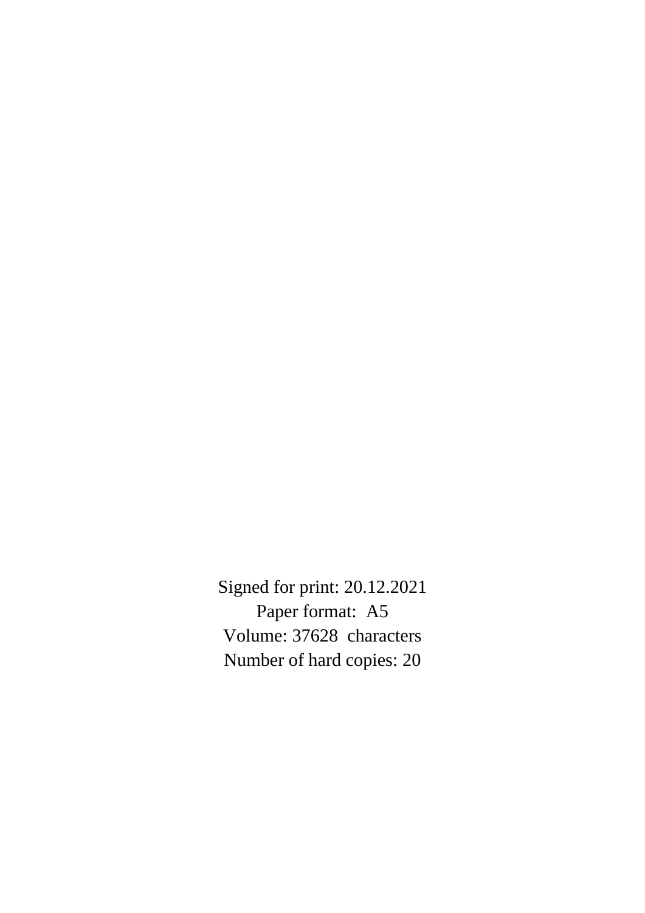Signed for print: 20.12.2021
Paper format: A5
Volume: 37628 characters
Number of hard copies: 20